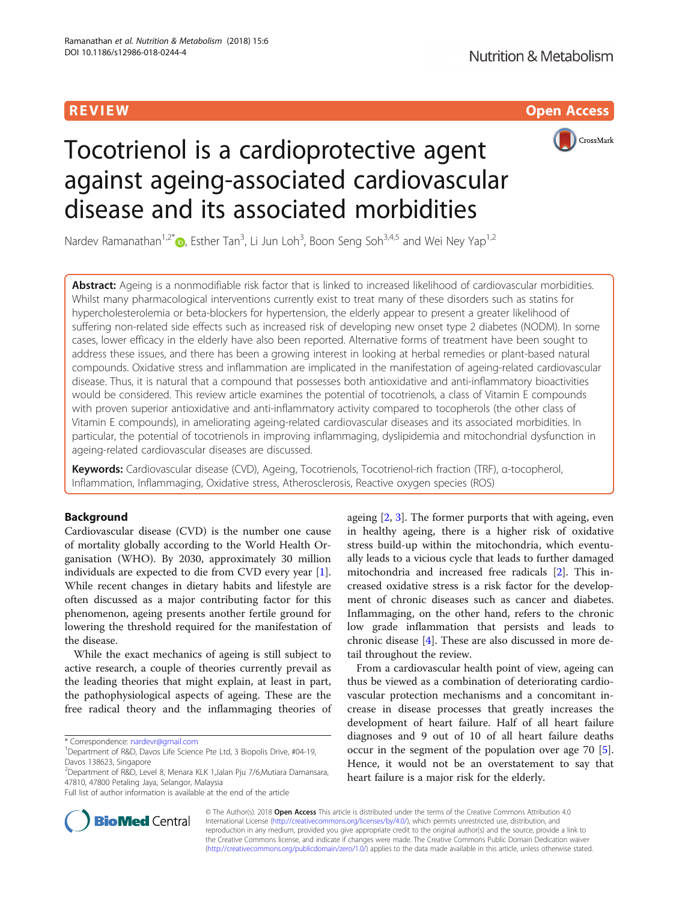REVIEW

Open Access

# Tocotrienol is a cardioprotective agent against ageing-associated cardiovascular disease and its associated morbidities

Nardev Ramanathan[1,2*], Esther Tan[3], Li Jun Loh[3], Boon Seng Soh[3,4,5] and Wei Ney Yap[1,2]

**Abstract:** Ageing is a nonmodifiable risk factor that is linked to increased likelihood of cardiovascular morbidities. Whilst many pharmacological interventions currently exist to treat many of these disorders such as statins for hypercholesterolemia or beta-blockers for hypertension, the elderly appear to present a greater likelihood of suffering non-related side effects such as increased risk of developing new onset type 2 diabetes (NODM). In some cases, lower efficacy in the elderly have also been reported. Alternative forms of treatment have been sought to address these issues, and there has been a growing interest in looking at herbal remedies or plant-based natural compounds. Oxidative stress and inflammation are implicated in the manifestation of ageing-related cardiovascular disease. Thus, it is natural that a compound that possesses both antioxidative and anti-inflammatory bioactivities would be considered. This review article examines the potential of tocotrienols, a class of Vitamin E compounds with proven superior antioxidative and anti-inflammatory activity compared to tocopherols (the other class of Vitamin E compounds), in ameliorating ageing-related cardiovascular diseases and its associated morbidities. In particular, the potential of tocotrienols in improving inflammaging, dyslipidemia and mitochondrial dysfunction in ageing-related cardiovascular diseases are discussed.

**Keywords:** Cardiovascular disease (CVD), Ageing, Tocotrienols, Tocotrienol-rich fraction (TRF), α-tocopherol, Inflammation, Inflammaging, Oxidative stress, Atherosclerosis, Reactive oxygen species (ROS)

## Background

Cardiovascular disease (CVD) is the number one cause of mortality globally according to the World Health Organisation (WHO). By 2030, approximately 30 million individuals are expected to die from CVD every year [1]. While recent changes in dietary habits and lifestyle are often discussed as a major contributing factor for this phenomenon, ageing presents another fertile ground for lowering the threshold required for the manifestation of the disease.

While the exact mechanics of ageing is still subject to active research, a couple of theories currently prevail as the leading theories that might explain, at least in part, the pathophysiological aspects of ageing. These are the free radical theory and the inflammaging theories of ageing [2, 3]. The former purports that with ageing, even in healthy ageing, there is a higher risk of oxidative stress build-up within the mitochondria, which eventually leads to a vicious cycle that leads to further damaged mitochondria and increased free radicals [2]. This increased oxidative stress is a risk factor for the development of chronic diseases such as cancer and diabetes. Inflammaging, on the other hand, refers to the chronic low grade inflammation that persists and leads to chronic disease [4]. These are also discussed in more detail throughout the review.

From a cardiovascular health point of view, ageing can thus be viewed as a combination of deteriorating cardiovascular protection mechanisms and a concomitant increase in disease processes that greatly increases the development of heart failure. Half of all heart failure diagnoses and 9 out of 10 of all heart failure deaths occur in the segment of the population over age 70 [5]. Hence, it would not be an overstatement to say that heart failure is a major risk for the elderly.

\* Correspondence: nardevr@gmail.com
[1]Department of R&D, Davos Life Science Pte Ltd, 3 Biopolis Drive, #04-19, Davos 138623, Singapore
[2]Department of R&D, Level 8, Menara KLK 1,Jalan Pju 7/6,Mutiara Damansara, 47810, 47800 Petaling Jaya, Selangor, Malaysia
Full list of author information is available at the end of the article

© The Author(s). 2018 **Open Access** This article is distributed under the terms of the Creative Commons Attribution 4.0 International License (http://creativecommons.org/licenses/by/4.0/), which permits unrestricted use, distribution, and reproduction in any medium, provided you give appropriate credit to the original author(s) and the source, provide a link to the Creative Commons license, and indicate if changes were made. The Creative Commons Public Domain Dedication waiver (http://creativecommons.org/publicdomain/zero/1.0/) applies to the data made available in this article, unless otherwise stated.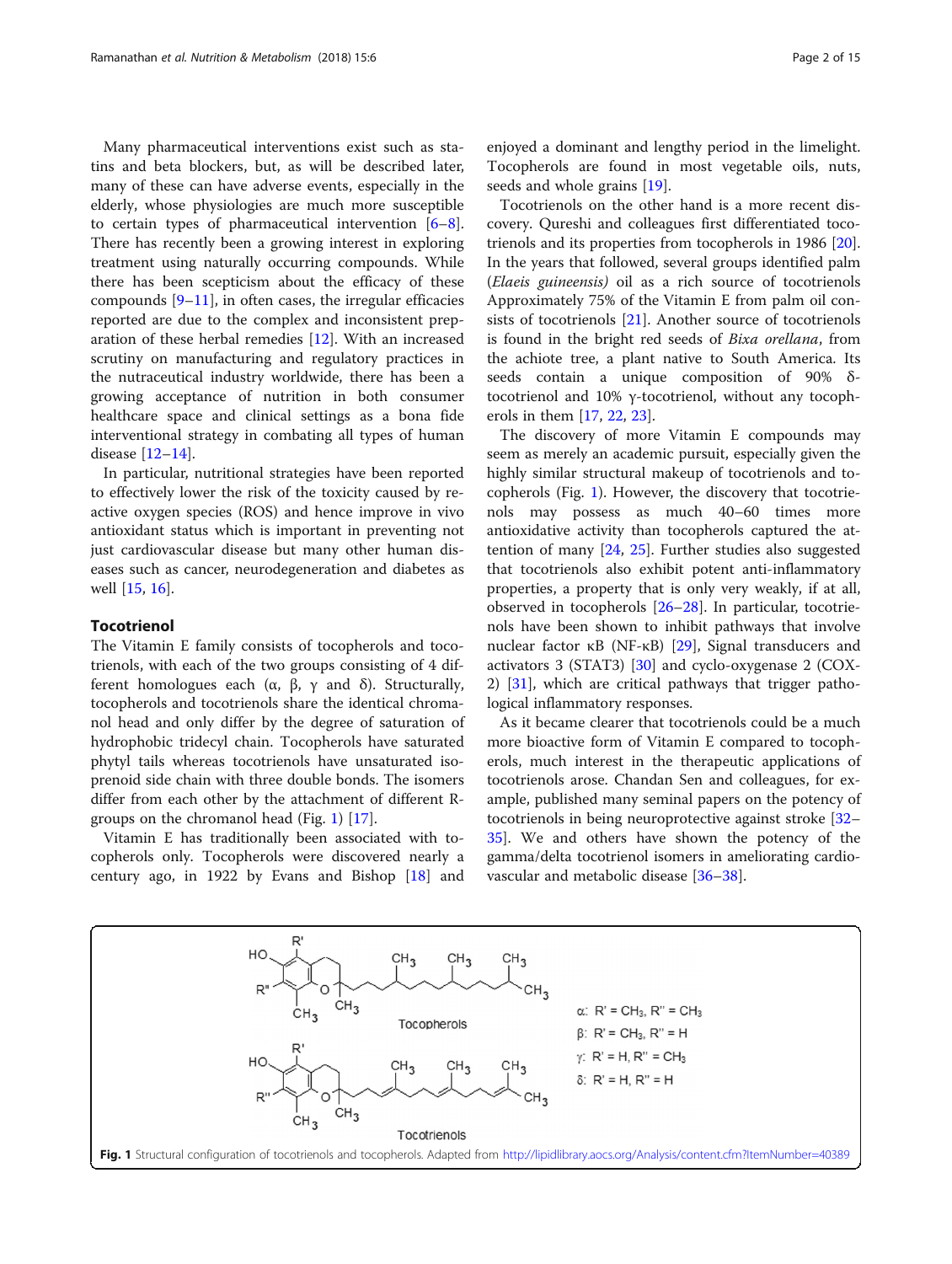Many pharmaceutical interventions exist such as statins and beta blockers, but, as will be described later, many of these can have adverse events, especially in the elderly, whose physiologies are much more susceptible to certain types of pharmaceutical intervention [6–8]. There has recently been a growing interest in exploring treatment using naturally occurring compounds. While there has been scepticism about the efficacy of these compounds [9–11], in often cases, the irregular efficacies reported are due to the complex and inconsistent preparation of these herbal remedies [12]. With an increased scrutiny on manufacturing and regulatory practices in the nutraceutical industry worldwide, there has been a growing acceptance of nutrition in both consumer healthcare space and clinical settings as a bona fide interventional strategy in combating all types of human disease [12–14].

In particular, nutritional strategies have been reported to effectively lower the risk of the toxicity caused by reactive oxygen species (ROS) and hence improve in vivo antioxidant status which is important in preventing not just cardiovascular disease but many other human diseases such as cancer, neurodegeneration and diabetes as well [15, 16].

## Tocotrienol

The Vitamin E family consists of tocopherols and tocotrienols, with each of the two groups consisting of 4 different homologues each (α, β, γ and δ). Structurally, tocopherols and tocotrienols share the identical chromanol head and only differ by the degree of saturation of hydrophobic tridecyl chain. Tocopherols have saturated phytyl tails whereas tocotrienols have unsaturated isoprenoid side chain with three double bonds. The isomers differ from each other by the attachment of different R-groups on the chromanol head (Fig. 1) [17].

Vitamin E has traditionally been associated with tocopherols only. Tocopherols were discovered nearly a century ago, in 1922 by Evans and Bishop [18] and enjoyed a dominant and lengthy period in the limelight. Tocopherols are found in most vegetable oils, nuts, seeds and whole grains [19].

Tocotrienols on the other hand is a more recent discovery. Qureshi and colleagues first differentiated tocotrienols and its properties from tocopherols in 1986 [20]. In the years that followed, several groups identified palm (*Elaeis guineensis)* oil as a rich source of tocotrienols Approximately 75% of the Vitamin E from palm oil consists of tocotrienols [21]. Another source of tocotrienols is found in the bright red seeds of *Bixa orellana*, from the achiote tree, a plant native to South America. Its seeds contain a unique composition of 90% δ-tocotrienol and 10% γ-tocotrienol, without any tocopherols in them [17, 22, 23].

The discovery of more Vitamin E compounds may seem as merely an academic pursuit, especially given the highly similar structural makeup of tocotrienols and tocopherols (Fig. 1). However, the discovery that tocotrienols may possess as much 40–60 times more antioxidative activity than tocopherols captured the attention of many [24, 25]. Further studies also suggested that tocotrienols also exhibit potent anti-inflammatory properties, a property that is only very weakly, if at all, observed in tocopherols [26–28]. In particular, tocotrienols have been shown to inhibit pathways that involve nuclear factor κB (NF-κB) [29], Signal transducers and activators 3 (STAT3) [30] and cyclo-oxygenase 2 (COX-2) [31], which are critical pathways that trigger pathological inflammatory responses.

As it became clearer that tocotrienols could be a much more bioactive form of Vitamin E compared to tocopherols, much interest in the therapeutic applications of tocotrienols arose. Chandan Sen and colleagues, for example, published many seminal papers on the potency of tocotrienols in being neuroprotective against stroke [32–35]. We and others have shown the potency of the gamma/delta tocotrienol isomers in ameliorating cardiovascular and metabolic disease [36–38].

α: R' = $CH_3$, R'' = $CH_3$
β: R' = $CH_3$, R'' = H
γ: R' = H, R'' = $CH_3$
δ: R' = H, R'' = H

**Fig. 1** Structural configuration of tocotrienols and tocopherols. Adapted from http://lipidlibrary.aocs.org/Analysis/content.cfm?ItemNumber=40389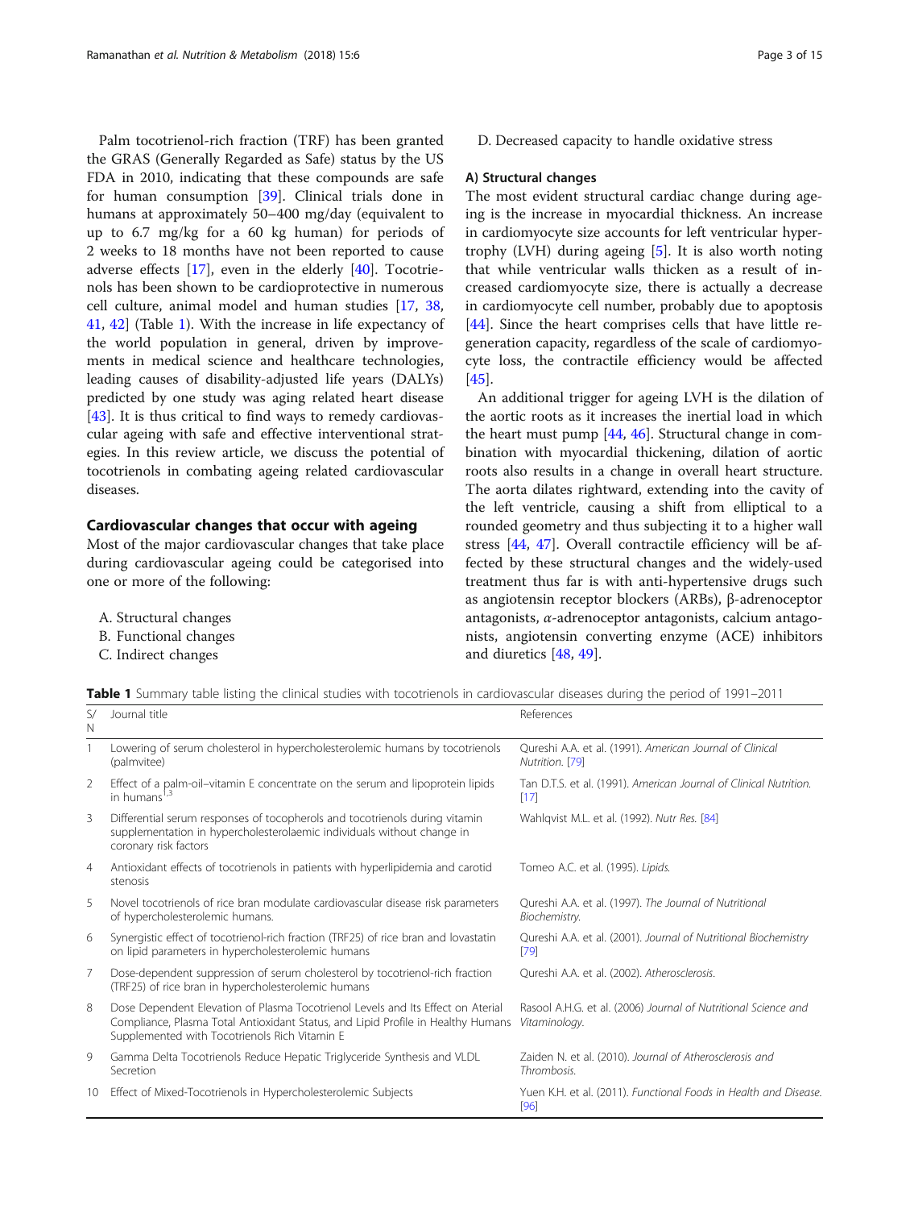Palm tocotrienol-rich fraction (TRF) has been granted the GRAS (Generally Regarded as Safe) status by the US FDA in 2010, indicating that these compounds are safe for human consumption [39]. Clinical trials done in humans at approximately 50–400 mg/day (equivalent to up to 6.7 mg/kg for a 60 kg human) for periods of 2 weeks to 18 months have not been reported to cause adverse effects [17], even in the elderly [40]. Tocotrienols has been shown to be cardioprotective in numerous cell culture, animal model and human studies [17, 38, 41, 42] (Table 1). With the increase in life expectancy of the world population in general, driven by improvements in medical science and healthcare technologies, leading causes of disability-adjusted life years (DALYs) predicted by one study was aging related heart disease [43]. It is thus critical to find ways to remedy cardiovascular ageing with safe and effective interventional strategies. In this review article, we discuss the potential of tocotrienols in combating ageing related cardiovascular diseases.

## Cardiovascular changes that occur with ageing

Most of the major cardiovascular changes that take place during cardiovascular ageing could be categorised into one or more of the following:

A. Structural changes
B. Functional changes
C. Indirect changes
D. Decreased capacity to handle oxidative stress

### A) Structural changes

The most evident structural cardiac change during ageing is the increase in myocardial thickness. An increase in cardiomyocyte size accounts for left ventricular hypertrophy (LVH) during ageing [5]. It is also worth noting that while ventricular walls thicken as a result of increased cardiomyocyte size, there is actually a decrease in cardiomyocyte cell number, probably due to apoptosis [44]. Since the heart comprises cells that have little regeneration capacity, regardless of the scale of cardiomyocyte loss, the contractile efficiency would be affected [45].

An additional trigger for ageing LVH is the dilation of the aortic roots as it increases the inertial load in which the heart must pump [44, 46]. Structural change in combination with myocardial thickening, dilation of aortic roots also results in a change in overall heart structure. The aorta dilates rightward, extending into the cavity of the left ventricle, causing a shift from elliptical to a rounded geometry and thus subjecting it to a higher wall stress [44, 47]. Overall contractile efficiency will be affected by these structural changes and the widely-used treatment thus far is with anti-hypertensive drugs such as angiotensin receptor blockers (ARBs), β-adrenoceptor antagonists, α-adrenoceptor antagonists, calcium antagonists, angiotensin converting enzyme (ACE) inhibitors and diuretics [48, 49].

**Table 1** Summary table listing the clinical studies with tocotrienols in cardiovascular diseases during the period of 1991–2011

| S/N | Journal title | References |
|---|---|---|
| 1 | Lowering of serum cholesterol in hypercholesterolemic humans by tocotrienols (palmvitee) | Qureshi A.A. et al. (1991). *American Journal of Clinical Nutrition*. [79] |
| 2 | Effect of a palm-oil–vitamin E concentrate on the serum and lipoprotein lipids in humans[1,3] | Tan D.T.S. et al. (1991). *American Journal of Clinical Nutrition*. [17] |
| 3 | Differential serum responses of tocopherols and tocotrienols during vitamin supplementation in hypercholesterolaemic individuals without change in coronary risk factors | Wahlqvist M.L. et al. (1992). *Nutr Res*. [84] |
| 4 | Antioxidant effects of tocotrienols in patients with hyperlipidemia and carotid stenosis | Tomeo A.C. et al. (1995). *Lipids*. |
| 5 | Novel tocotrienols of rice bran modulate cardiovascular disease risk parameters of hypercholesterolemic humans. | Qureshi A.A. et al. (1997). *The Journal of Nutritional Biochemistry*. |
| 6 | Synergistic effect of tocotrienol-rich fraction (TRF25) of rice bran and lovastatin on lipid parameters in hypercholesterolemic humans | Qureshi A.A. et al. (2001). *Journal of Nutritional Biochemistry* [79] |
| 7 | Dose-dependent suppression of serum cholesterol by tocotrienol-rich fraction (TRF25) of rice bran in hypercholesterolemic humans | Qureshi A.A. et al. (2002). *Atherosclerosis*. |
| 8 | Dose Dependent Elevation of Plasma Tocotrienol Levels and Its Effect on Aterial Compliance, Plasma Total Antioxidant Status, and Lipid Profile in Healthy Humans Supplemented with Tocotrienols Rich Vitamin E | Rasool A.H.G. et al. (2006) *Journal of Nutritional Science and Vitaminology*. |
| 9 | Gamma Delta Tocotrienols Reduce Hepatic Triglyceride Synthesis and VLDL Secretion | Zaiden N. et al. (2010). *Journal of Atherosclerosis and Thrombosis*. |
| 10 | Effect of Mixed-Tocotrienols in Hypercholesterolemic Subjects | Yuen K.H. et al. (2011). *Functional Foods in Health and Disease*. [96] |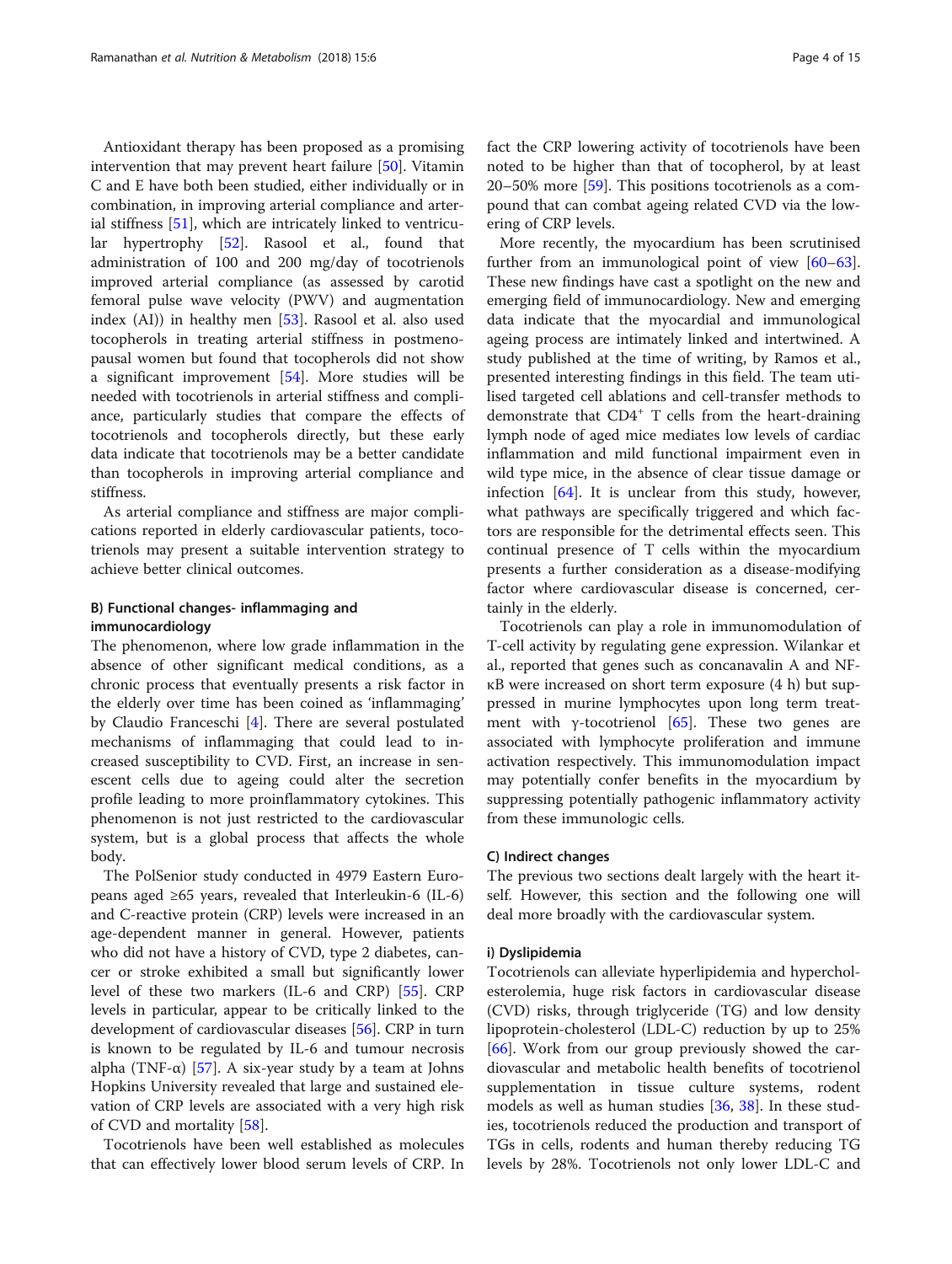Antioxidant therapy has been proposed as a promising intervention that may prevent heart failure [50]. Vitamin C and E have both been studied, either individually or in combination, in improving arterial compliance and arterial stiffness [51], which are intricately linked to ventricular hypertrophy [52]. Rasool et al., found that administration of 100 and 200 mg/day of tocotrienols improved arterial compliance (as assessed by carotid femoral pulse wave velocity (PWV) and augmentation index (AI)) in healthy men [53]. Rasool et al. also used tocopherols in treating arterial stiffness in postmenopausal women but found that tocopherols did not show a significant improvement [54]. More studies will be needed with tocotrienols in arterial stiffness and compliance, particularly studies that compare the effects of tocotrienols and tocopherols directly, but these early data indicate that tocotrienols may be a better candidate than tocopherols in improving arterial compliance and stiffness.

As arterial compliance and stiffness are major complications reported in elderly cardiovascular patients, tocotrienols may present a suitable intervention strategy to achieve better clinical outcomes.

#### B) Functional changes- inflammaging and immunocardiology

The phenomenon, where low grade inflammation in the absence of other significant medical conditions, as a chronic process that eventually presents a risk factor in the elderly over time has been coined as 'inflammaging' by Claudio Franceschi [4]. There are several postulated mechanisms of inflammaging that could lead to increased susceptibility to CVD. First, an increase in senescent cells due to ageing could alter the secretion profile leading to more proinflammatory cytokines. This phenomenon is not just restricted to the cardiovascular system, but is a global process that affects the whole body.

The PolSenior study conducted in 4979 Eastern Europeans aged ≥65 years, revealed that Interleukin-6 (IL-6) and C-reactive protein (CRP) levels were increased in an age-dependent manner in general. However, patients who did not have a history of CVD, type 2 diabetes, cancer or stroke exhibited a small but significantly lower level of these two markers (IL-6 and CRP) [55]. CRP levels in particular, appear to be critically linked to the development of cardiovascular diseases [56]. CRP in turn is known to be regulated by IL-6 and tumour necrosis alpha (TNF-α) [57]. A six-year study by a team at Johns Hopkins University revealed that large and sustained elevation of CRP levels are associated with a very high risk of CVD and mortality [58].

Tocotrienols have been well established as molecules that can effectively lower blood serum levels of CRP. In fact the CRP lowering activity of tocotrienols have been noted to be higher than that of tocopherol, by at least 20–50% more [59]. This positions tocotrienols as a compound that can combat ageing related CVD via the lowering of CRP levels.

More recently, the myocardium has been scrutinised further from an immunological point of view [60–63]. These new findings have cast a spotlight on the new and emerging field of immunocardiology. New and emerging data indicate that the myocardial and immunological ageing process are intimately linked and intertwined. A study published at the time of writing, by Ramos et al., presented interesting findings in this field. The team utilised targeted cell ablations and cell-transfer methods to demonstrate that $CD4^+$ T cells from the heart-draining lymph node of aged mice mediates low levels of cardiac inflammation and mild functional impairment even in wild type mice, in the absence of clear tissue damage or infection [64]. It is unclear from this study, however, what pathways are specifically triggered and which factors are responsible for the detrimental effects seen. This continual presence of T cells within the myocardium presents a further consideration as a disease-modifying factor where cardiovascular disease is concerned, certainly in the elderly.

Tocotrienols can play a role in immunomodulation of T-cell activity by regulating gene expression. Wilankar et al., reported that genes such as concanavalin A and NF-κB were increased on short term exposure (4 h) but suppressed in murine lymphocytes upon long term treatment with γ-tocotrienol [65]. These two genes are associated with lymphocyte proliferation and immune activation respectively. This immunomodulation impact may potentially confer benefits in the myocardium by suppressing potentially pathogenic inflammatory activity from these immunologic cells.

#### C) Indirect changes

The previous two sections dealt largely with the heart itself. However, this section and the following one will deal more broadly with the cardiovascular system.

#### i) Dyslipidemia

Tocotrienols can alleviate hyperlipidemia and hypercholesterolemia, huge risk factors in cardiovascular disease (CVD) risks, through triglyceride (TG) and low density lipoprotein-cholesterol (LDL-C) reduction by up to 25% [66]. Work from our group previously showed the cardiovascular and metabolic health benefits of tocotrienol supplementation in tissue culture systems, rodent models as well as human studies [36, 38]. In these studies, tocotrienols reduced the production and transport of TGs in cells, rodents and human thereby reducing TG levels by 28%. Tocotrienols not only lower LDL-C and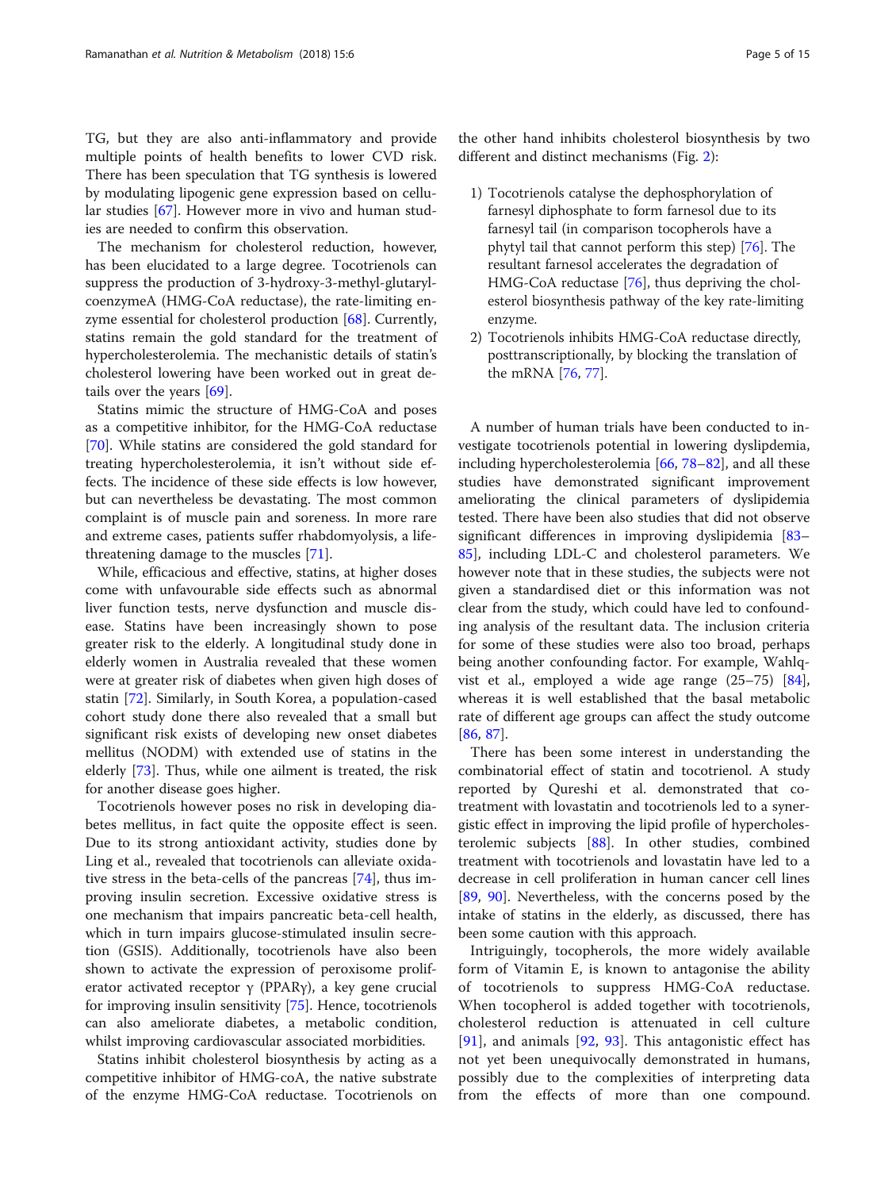TG, but they are also anti-inflammatory and provide multiple points of health benefits to lower CVD risk. There has been speculation that TG synthesis is lowered by modulating lipogenic gene expression based on cellular studies [67]. However more in vivo and human studies are needed to confirm this observation.

The mechanism for cholesterol reduction, however, has been elucidated to a large degree. Tocotrienols can suppress the production of 3-hydroxy-3-methyl-glutaryl-coenzymeA (HMG-CoA reductase), the rate-limiting enzyme essential for cholesterol production [68]. Currently, statins remain the gold standard for the treatment of hypercholesterolemia. The mechanistic details of statin's cholesterol lowering have been worked out in great details over the years [69].

Statins mimic the structure of HMG-CoA and poses as a competitive inhibitor, for the HMG-CoA reductase [70]. While statins are considered the gold standard for treating hypercholesterolemia, it isn't without side effects. The incidence of these side effects is low however, but can nevertheless be devastating. The most common complaint is of muscle pain and soreness. In more rare and extreme cases, patients suffer rhabdomyolysis, a life-threatening damage to the muscles [71].

While, efficacious and effective, statins, at higher doses come with unfavourable side effects such as abnormal liver function tests, nerve dysfunction and muscle disease. Statins have been increasingly shown to pose greater risk to the elderly. A longitudinal study done in elderly women in Australia revealed that these women were at greater risk of diabetes when given high doses of statin [72]. Similarly, in South Korea, a population-cased cohort study done there also revealed that a small but significant risk exists of developing new onset diabetes mellitus (NODM) with extended use of statins in the elderly [73]. Thus, while one ailment is treated, the risk for another disease goes higher.

Tocotrienols however poses no risk in developing diabetes mellitus, in fact quite the opposite effect is seen. Due to its strong antioxidant activity, studies done by Ling et al., revealed that tocotrienols can alleviate oxidative stress in the beta-cells of the pancreas [74], thus improving insulin secretion. Excessive oxidative stress is one mechanism that impairs pancreatic beta-cell health, which in turn impairs glucose-stimulated insulin secretion (GSIS). Additionally, tocotrienols have also been shown to activate the expression of peroxisome proliferator activated receptor γ (PPARγ), a key gene crucial for improving insulin sensitivity [75]. Hence, tocotrienols can also ameliorate diabetes, a metabolic condition, whilst improving cardiovascular associated morbidities.

Statins inhibit cholesterol biosynthesis by acting as a competitive inhibitor of HMG-coA, the native substrate of the enzyme HMG-CoA reductase. Tocotrienols on the other hand inhibits cholesterol biosynthesis by two different and distinct mechanisms (Fig. 2):

1) Tocotrienols catalyse the dephosphorylation of farnesyl diphosphate to form farnesol due to its farnesyl tail (in comparison tocopherols have a phytyl tail that cannot perform this step) [76]. The resultant farnesol accelerates the degradation of HMG-CoA reductase [76], thus depriving the cholesterol biosynthesis pathway of the key rate-limiting enzyme.
2) Tocotrienols inhibits HMG-CoA reductase directly, posttranscriptionally, by blocking the translation of the mRNA [76, 77].

A number of human trials have been conducted to investigate tocotrienols potential in lowering dyslipdemia, including hypercholesterolemia [66, 78–82], and all these studies have demonstrated significant improvement ameliorating the clinical parameters of dyslipidemia tested. There have been also studies that did not observe significant differences in improving dyslipidemia [83–85], including LDL-C and cholesterol parameters. We however note that in these studies, the subjects were not given a standardised diet or this information was not clear from the study, which could have led to confounding analysis of the resultant data. The inclusion criteria for some of these studies were also too broad, perhaps being another confounding factor. For example, Wahlqvist et al., employed a wide age range (25–75) [84], whereas it is well established that the basal metabolic rate of different age groups can affect the study outcome [86, 87].

There has been some interest in understanding the combinatorial effect of statin and tocotrienol. A study reported by Qureshi et al. demonstrated that co-treatment with lovastatin and tocotrienols led to a synergistic effect in improving the lipid profile of hypercholesterolemic subjects [88]. In other studies, combined treatment with tocotrienols and lovastatin have led to a decrease in cell proliferation in human cancer cell lines [89, 90]. Nevertheless, with the concerns posed by the intake of statins in the elderly, as discussed, there has been some caution with this approach.

Intriguingly, tocopherols, the more widely available form of Vitamin E, is known to antagonise the ability of tocotrienols to suppress HMG-CoA reductase. When tocopherol is added together with tocotrienols, cholesterol reduction is attenuated in cell culture [91], and animals [92, 93]. This antagonistic effect has not yet been unequivocally demonstrated in humans, possibly due to the complexities of interpreting data from the effects of more than one compound.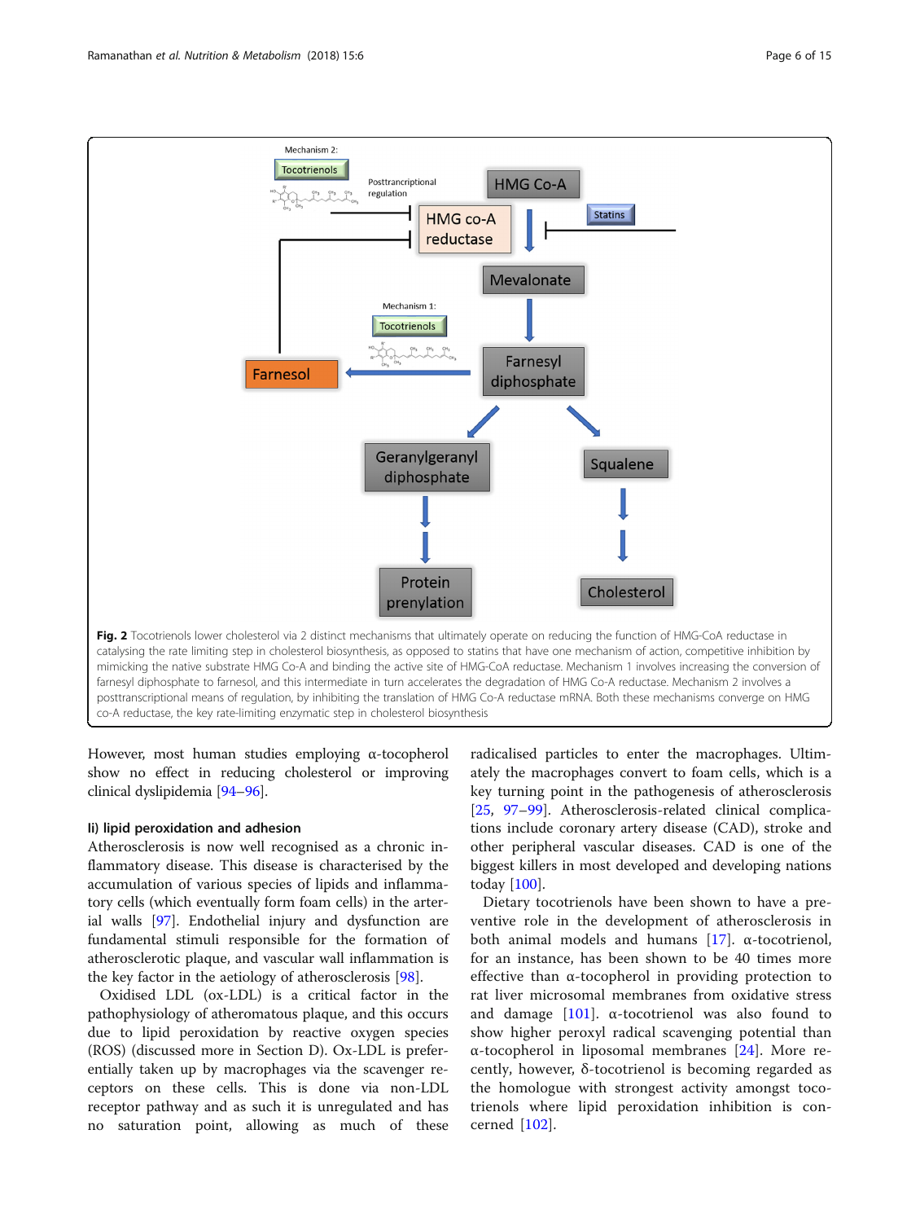**Fig. 2** Tocotrienols lower cholesterol via 2 distinct mechanisms that ultimately operate on reducing the function of HMG-CoA reductase in catalysing the rate limiting step in cholesterol biosynthesis, as opposed to statins that have one mechanism of action, competitive inhibition by mimicking the native substrate HMG Co-A and binding the active site of HMG-CoA reductase. Mechanism 1 involves increasing the conversion of farnesyl diphosphate to farnesol, and this intermediate in turn accelerates the degradation of HMG Co-A reductase. Mechanism 2 involves a posttranscriptional means of regulation, by inhibiting the translation of HMG Co-A reductase mRNA. Both these mechanisms converge on HMG co-A reductase, the key rate-limiting enzymatic step in cholesterol biosynthesis

However, most human studies employing α-tocopherol show no effect in reducing cholesterol or improving clinical dyslipidemia [94–96].

### Ii) lipid peroxidation and adhesion

Atherosclerosis is now well recognised as a chronic inflammatory disease. This disease is characterised by the accumulation of various species of lipids and inflammatory cells (which eventually form foam cells) in the arterial walls [97]. Endothelial injury and dysfunction are fundamental stimuli responsible for the formation of atherosclerotic plaque, and vascular wall inflammation is the key factor in the aetiology of atherosclerosis [98].

Oxidised LDL (ox-LDL) is a critical factor in the pathophysiology of atheromatous plaque, and this occurs due to lipid peroxidation by reactive oxygen species (ROS) (discussed more in Section D). Ox-LDL is preferentially taken up by macrophages via the scavenger receptors on these cells. This is done via non-LDL receptor pathway and as such it is unregulated and has no saturation point, allowing as much of these radicalised particles to enter the macrophages. Ultimately the macrophages convert to foam cells, which is a key turning point in the pathogenesis of atherosclerosis [25, 97–99]. Atherosclerosis-related clinical complications include coronary artery disease (CAD), stroke and other peripheral vascular diseases. CAD is one of the biggest killers in most developed and developing nations today [100].

Dietary tocotrienols have been shown to have a preventive role in the development of atherosclerosis in both animal models and humans [17]. α-tocotrienol, for an instance, has been shown to be 40 times more effective than α-tocopherol in providing protection to rat liver microsomal membranes from oxidative stress and damage [101]. α-tocotrienol was also found to show higher peroxyl radical scavenging potential than α-tocopherol in liposomal membranes [24]. More recently, however, δ-tocotrienol is becoming regarded as the homologue with strongest activity amongst tocotrienols where lipid peroxidation inhibition is concerned [102].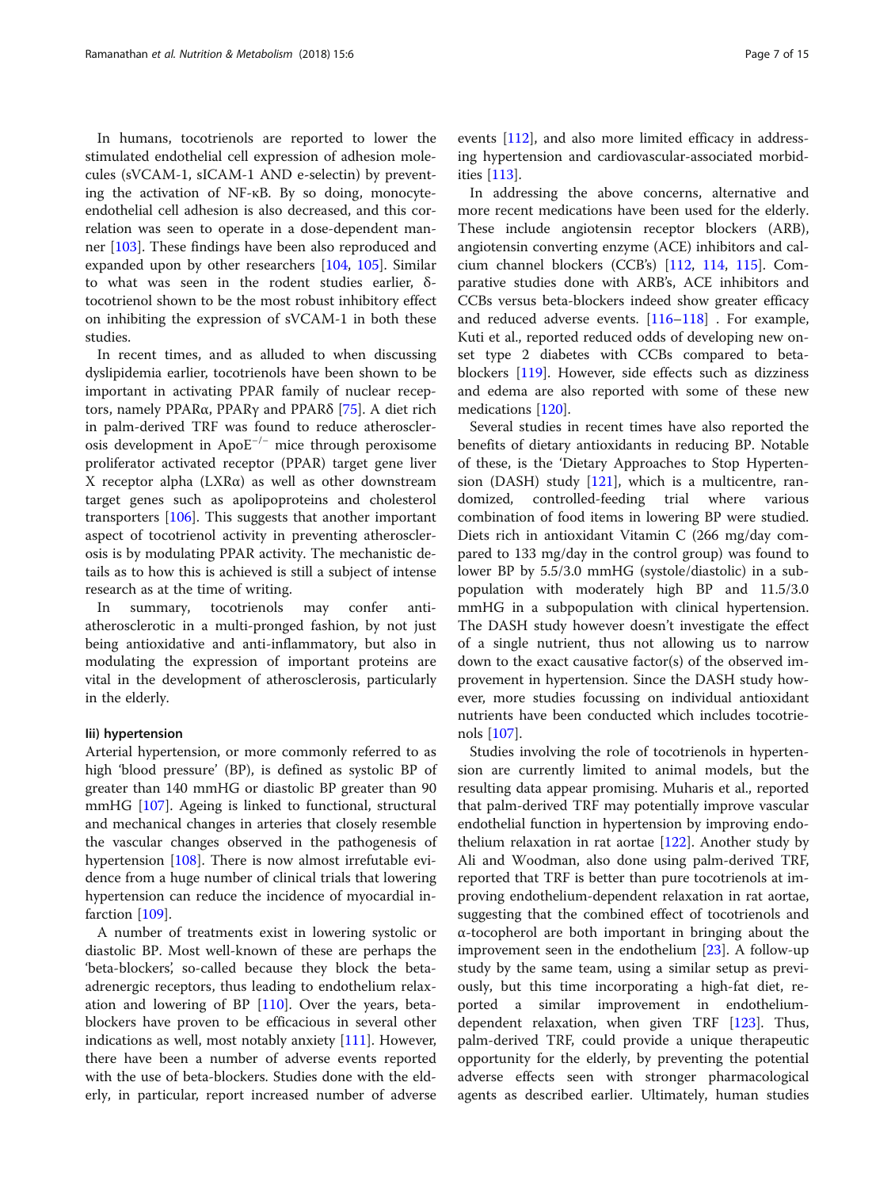In humans, tocotrienols are reported to lower the stimulated endothelial cell expression of adhesion molecules (sVCAM-1, sICAM-1 AND e-selectin) by preventing the activation of NF-κB. By so doing, monocyte-endothelial cell adhesion is also decreased, and this correlation was seen to operate in a dose-dependent manner [103]. These findings have been also reproduced and expanded upon by other researchers [104, 105]. Similar to what was seen in the rodent studies earlier, δ-tocotrienol shown to be the most robust inhibitory effect on inhibiting the expression of sVCAM-1 in both these studies.

In recent times, and as alluded to when discussing dyslipidemia earlier, tocotrienols have been shown to be important in activating PPAR family of nuclear receptors, namely PPARα, PPARγ and PPARδ [75]. A diet rich in palm-derived TRF was found to reduce atherosclerosis development in $ApoE^{-/-}$ mice through peroxisome proliferator activated receptor (PPAR) target gene liver X receptor alpha (LXRα) as well as other downstream target genes such as apolipoproteins and cholesterol transporters [106]. This suggests that another important aspect of tocotrienol activity in preventing atherosclerosis is by modulating PPAR activity. The mechanistic details as to how this is achieved is still a subject of intense research as at the time of writing.

In summary, tocotrienols may confer anti-atherosclerotic in a multi-pronged fashion, by not just being antioxidative and anti-inflammatory, but also in modulating the expression of important proteins are vital in the development of atherosclerosis, particularly in the elderly.

#### Iii) hypertension

Arterial hypertension, or more commonly referred to as high 'blood pressure' (BP), is defined as systolic BP of greater than 140 mmHG or diastolic BP greater than 90 mmHG [107]. Ageing is linked to functional, structural and mechanical changes in arteries that closely resemble the vascular changes observed in the pathogenesis of hypertension [108]. There is now almost irrefutable evidence from a huge number of clinical trials that lowering hypertension can reduce the incidence of myocardial infarction [109].

A number of treatments exist in lowering systolic or diastolic BP. Most well-known of these are perhaps the 'beta-blockers', so-called because they block the beta-adrenergic receptors, thus leading to endothelium relaxation and lowering of BP [110]. Over the years, beta-blockers have proven to be efficacious in several other indications as well, most notably anxiety [111]. However, there have been a number of adverse events reported with the use of beta-blockers. Studies done with the elderly, in particular, report increased number of adverse events [112], and also more limited efficacy in addressing hypertension and cardiovascular-associated morbidities [113].

In addressing the above concerns, alternative and more recent medications have been used for the elderly. These include angiotensin receptor blockers (ARB), angiotensin converting enzyme (ACE) inhibitors and calcium channel blockers (CCB's) [112, 114, 115]. Comparative studies done with ARB's, ACE inhibitors and CCBs versus beta-blockers indeed show greater efficacy and reduced adverse events. [116–118] . For example, Kuti et al., reported reduced odds of developing new onset type 2 diabetes with CCBs compared to beta-blockers [119]. However, side effects such as dizziness and edema are also reported with some of these new medications [120].

Several studies in recent times have also reported the benefits of dietary antioxidants in reducing BP. Notable of these, is the 'Dietary Approaches to Stop Hypertension (DASH) study [121], which is a multicentre, randomized, controlled-feeding trial where various combination of food items in lowering BP were studied. Diets rich in antioxidant Vitamin C (266 mg/day compared to 133 mg/day in the control group) was found to lower BP by 5.5/3.0 mmHG (systole/diastolic) in a subpopulation with moderately high BP and 11.5/3.0 mmHG in a subpopulation with clinical hypertension. The DASH study however doesn't investigate the effect of a single nutrient, thus not allowing us to narrow down to the exact causative factor(s) of the observed improvement in hypertension. Since the DASH study however, more studies focussing on individual antioxidant nutrients have been conducted which includes tocotrienols [107].

Studies involving the role of tocotrienols in hypertension are currently limited to animal models, but the resulting data appear promising. Muharis et al., reported that palm-derived TRF may potentially improve vascular endothelial function in hypertension by improving endothelium relaxation in rat aortae [122]. Another study by Ali and Woodman, also done using palm-derived TRF, reported that TRF is better than pure tocotrienols at improving endothelium-dependent relaxation in rat aortae, suggesting that the combined effect of tocotrienols and α-tocopherol are both important in bringing about the improvement seen in the endothelium [23]. A follow-up study by the same team, using a similar setup as previously, but this time incorporating a high-fat diet, reported a similar improvement in endothelium-dependent relaxation, when given TRF [123]. Thus, palm-derived TRF, could provide a unique therapeutic opportunity for the elderly, by preventing the potential adverse effects seen with stronger pharmacological agents as described earlier. Ultimately, human studies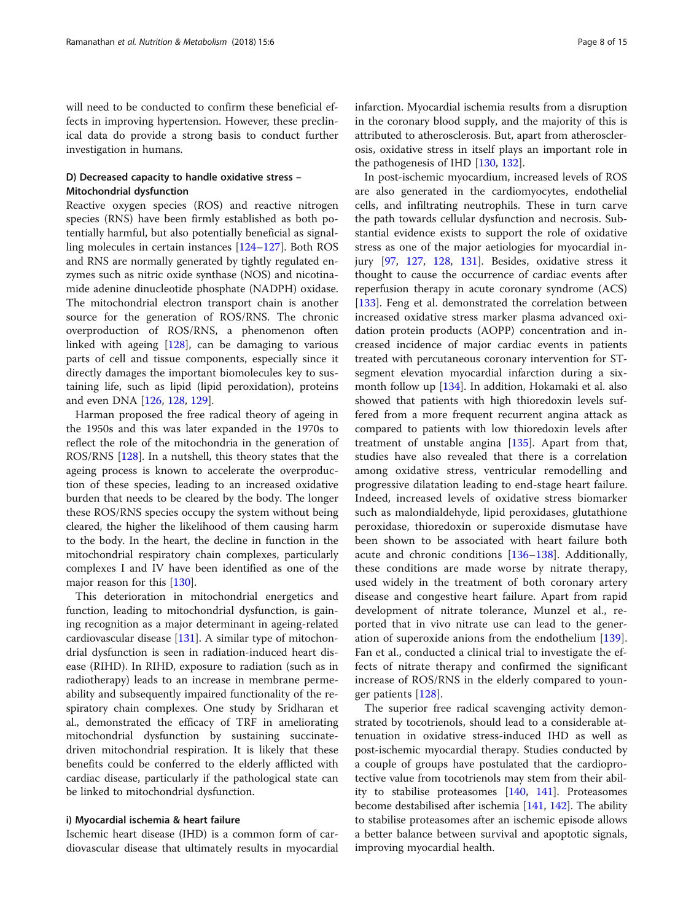will need to be conducted to confirm these beneficial effects in improving hypertension. However, these preclinical data do provide a strong basis to conduct further investigation in humans.

### D) Decreased capacity to handle oxidative stress – Mitochondrial dysfunction

Reactive oxygen species (ROS) and reactive nitrogen species (RNS) have been firmly established as both potentially harmful, but also potentially beneficial as signalling molecules in certain instances [124–127]. Both ROS and RNS are normally generated by tightly regulated enzymes such as nitric oxide synthase (NOS) and nicotinamide adenine dinucleotide phosphate (NADPH) oxidase. The mitochondrial electron transport chain is another source for the generation of ROS/RNS. The chronic overproduction of ROS/RNS, a phenomenon often linked with ageing [128], can be damaging to various parts of cell and tissue components, especially since it directly damages the important biomolecules key to sustaining life, such as lipid (lipid peroxidation), proteins and even DNA [126, 128, 129].

Harman proposed the free radical theory of ageing in the 1950s and this was later expanded in the 1970s to reflect the role of the mitochondria in the generation of ROS/RNS [128]. In a nutshell, this theory states that the ageing process is known to accelerate the overproduction of these species, leading to an increased oxidative burden that needs to be cleared by the body. The longer these ROS/RNS species occupy the system without being cleared, the higher the likelihood of them causing harm to the body. In the heart, the decline in function in the mitochondrial respiratory chain complexes, particularly complexes I and IV have been identified as one of the major reason for this [130].

This deterioration in mitochondrial energetics and function, leading to mitochondrial dysfunction, is gaining recognition as a major determinant in ageing-related cardiovascular disease [131]. A similar type of mitochondrial dysfunction is seen in radiation-induced heart disease (RIHD). In RIHD, exposure to radiation (such as in radiotherapy) leads to an increase in membrane permeability and subsequently impaired functionality of the respiratory chain complexes. One study by Sridharan et al., demonstrated the efficacy of TRF in ameliorating mitochondrial dysfunction by sustaining succinate-driven mitochondrial respiration. It is likely that these benefits could be conferred to the elderly afflicted with cardiac disease, particularly if the pathological state can be linked to mitochondrial dysfunction.

#### i) Myocardial ischemia & heart failure

Ischemic heart disease (IHD) is a common form of cardiovascular disease that ultimately results in myocardial infarction. Myocardial ischemia results from a disruption in the coronary blood supply, and the majority of this is attributed to atherosclerosis. But, apart from atherosclerosis, oxidative stress in itself plays an important role in the pathogenesis of IHD [130, 132].

In post-ischemic myocardium, increased levels of ROS are also generated in the cardiomyocytes, endothelial cells, and infiltrating neutrophils. These in turn carve the path towards cellular dysfunction and necrosis. Substantial evidence exists to support the role of oxidative stress as one of the major aetiologies for myocardial injury [97, 127, 128, 131]. Besides, oxidative stress it thought to cause the occurrence of cardiac events after reperfusion therapy in acute coronary syndrome (ACS) [133]. Feng et al. demonstrated the correlation between increased oxidative stress marker plasma advanced oxidation protein products (AOPP) concentration and increased incidence of major cardiac events in patients treated with percutaneous coronary intervention for ST-segment elevation myocardial infarction during a six-month follow up [134]. In addition, Hokamaki et al. also showed that patients with high thioredoxin levels suffered from a more frequent recurrent angina attack as compared to patients with low thioredoxin levels after treatment of unstable angina [135]. Apart from that, studies have also revealed that there is a correlation among oxidative stress, ventricular remodelling and progressive dilatation leading to end-stage heart failure. Indeed, increased levels of oxidative stress biomarker such as malondialdehyde, lipid peroxidases, glutathione peroxidase, thioredoxin or superoxide dismutase have been shown to be associated with heart failure both acute and chronic conditions [136–138]. Additionally, these conditions are made worse by nitrate therapy, used widely in the treatment of both coronary artery disease and congestive heart failure. Apart from rapid development of nitrate tolerance, Munzel et al., reported that in vivo nitrate use can lead to the generation of superoxide anions from the endothelium [139]. Fan et al., conducted a clinical trial to investigate the effects of nitrate therapy and confirmed the significant increase of ROS/RNS in the elderly compared to younger patients [128].

The superior free radical scavenging activity demonstrated by tocotrienols, should lead to a considerable attenuation in oxidative stress-induced IHD as well as post-ischemic myocardial therapy. Studies conducted by a couple of groups have postulated that the cardioprotective value from tocotrienols may stem from their ability to stabilise proteasomes [140, 141]. Proteasomes become destabilised after ischemia [141, 142]. The ability to stabilise proteasomes after an ischemic episode allows a better balance between survival and apoptotic signals, improving myocardial health.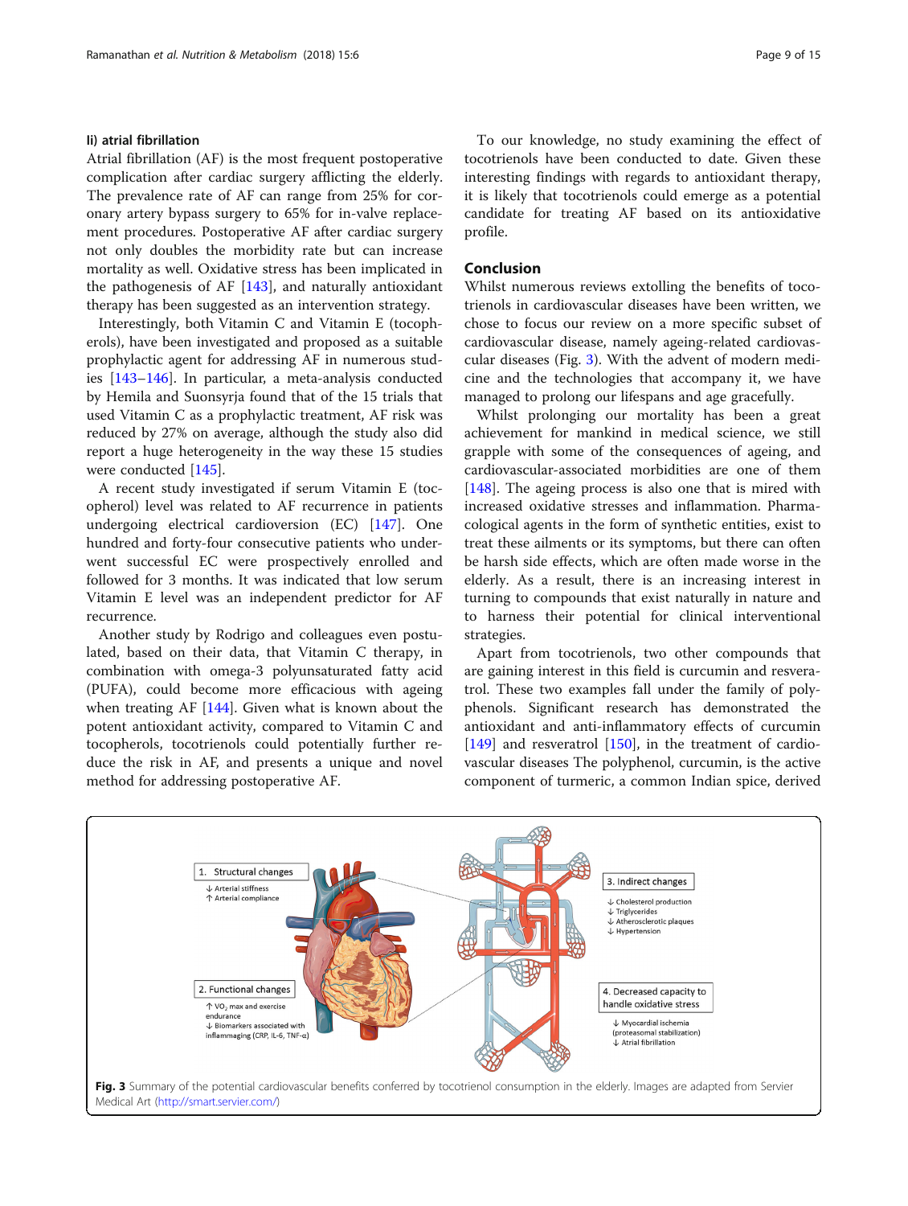### Ii) atrial fibrillation

Atrial fibrillation (AF) is the most frequent postoperative complication after cardiac surgery afflicting the elderly. The prevalence rate of AF can range from 25% for coronary artery bypass surgery to 65% for in-valve replacement procedures. Postoperative AF after cardiac surgery not only doubles the morbidity rate but can increase mortality as well. Oxidative stress has been implicated in the pathogenesis of AF [143], and naturally antioxidant therapy has been suggested as an intervention strategy.

Interestingly, both Vitamin C and Vitamin E (tocopherols), have been investigated and proposed as a suitable prophylactic agent for addressing AF in numerous studies [143–146]. In particular, a meta-analysis conducted by Hemila and Suonsyrja found that of the 15 trials that used Vitamin C as a prophylactic treatment, AF risk was reduced by 27% on average, although the study also did report a huge heterogeneity in the way these 15 studies were conducted [145].

A recent study investigated if serum Vitamin E (tocopherol) level was related to AF recurrence in patients undergoing electrical cardioversion (EC) [147]. One hundred and forty-four consecutive patients who underwent successful EC were prospectively enrolled and followed for 3 months. It was indicated that low serum Vitamin E level was an independent predictor for AF recurrence.

Another study by Rodrigo and colleagues even postulated, based on their data, that Vitamin C therapy, in combination with omega-3 polyunsaturated fatty acid (PUFA), could become more efficacious with ageing when treating AF [144]. Given what is known about the potent antioxidant activity, compared to Vitamin C and tocopherols, tocotrienols could potentially further reduce the risk in AF, and presents a unique and novel method for addressing postoperative AF.

To our knowledge, no study examining the effect of tocotrienols have been conducted to date. Given these interesting findings with regards to antioxidant therapy, it is likely that tocotrienols could emerge as a potential candidate for treating AF based on its antioxidative profile.

## Conclusion

Whilst numerous reviews extolling the benefits of tocotrienols in cardiovascular diseases have been written, we chose to focus our review on a more specific subset of cardiovascular disease, namely ageing-related cardiovascular diseases (Fig. 3). With the advent of modern medicine and the technologies that accompany it, we have managed to prolong our lifespans and age gracefully.

Whilst prolonging our mortality has been a great achievement for mankind in medical science, we still grapple with some of the consequences of ageing, and cardiovascular-associated morbidities are one of them [148]. The ageing process is also one that is mired with increased oxidative stresses and inflammation. Pharmacological agents in the form of synthetic entities, exist to treat these ailments or its symptoms, but there can often be harsh side effects, which are often made worse in the elderly. As a result, there is an increasing interest in turning to compounds that exist naturally in nature and to harness their potential for clinical interventional strategies.

Apart from tocotrienols, two other compounds that are gaining interest in this field is curcumin and resveratrol. These two examples fall under the family of polyphenols. Significant research has demonstrated the antioxidant and anti-inflammatory effects of curcumin [149] and resveratrol [150], in the treatment of cardiovascular diseases The polyphenol, curcumin, is the active component of turmeric, a common Indian spice, derived

**Fig. 3** Summary of the potential cardiovascular benefits conferred by tocotrienol consumption in the elderly. Images are adapted from Servier Medical Art (http://smart.servier.com/)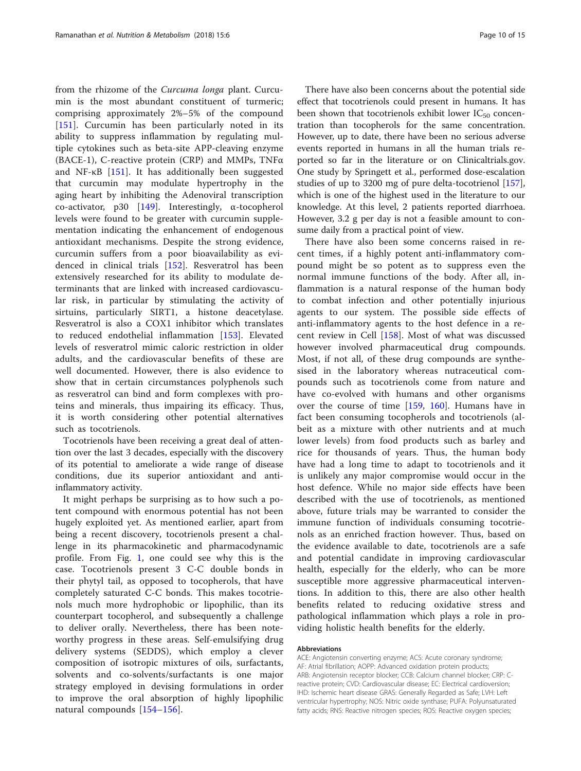from the rhizome of the *Curcuma longa* plant. Curcumin is the most abundant constituent of turmeric; comprising approximately 2%–5% of the compound [151]. Curcumin has been particularly noted in its ability to suppress inflammation by regulating multiple cytokines such as beta-site APP-cleaving enzyme (BACE-1), C-reactive protein (CRP) and MMPs, TNFα and NF-κB [151]. It has additionally been suggested that curcumin may modulate hypertrophy in the aging heart by inhibiting the Adenoviral transcription co-activator, p30 [149]. Interestingly, α-tocopherol levels were found to be greater with curcumin supplementation indicating the enhancement of endogenous antioxidant mechanisms. Despite the strong evidence, curcumin suffers from a poor bioavailability as evidenced in clinical trials [152]. Resveratrol has been extensively researched for its ability to modulate determinants that are linked with increased cardiovascular risk, in particular by stimulating the activity of sirtuins, particularly SIRT1, a histone deacetylase. Resveratrol is also a COX1 inhibitor which translates to reduced endothelial inflammation [153]. Elevated levels of resveratrol mimic caloric restriction in older adults, and the cardiovascular benefits of these are well documented. However, there is also evidence to show that in certain circumstances polyphenols such as resveratrol can bind and form complexes with proteins and minerals, thus impairing its efficacy. Thus, it is worth considering other potential alternatives such as tocotrienols.

Tocotrienols have been receiving a great deal of attention over the last 3 decades, especially with the discovery of its potential to ameliorate a wide range of disease conditions, due its superior antioxidant and anti-inflammatory activity.

It might perhaps be surprising as to how such a potent compound with enormous potential has not been hugely exploited yet. As mentioned earlier, apart from being a recent discovery, tocotrienols present a challenge in its pharmacokinetic and pharmacodynamic profile. From Fig. 1, one could see why this is the case. Tocotrienols present 3 C-C double bonds in their phytyl tail, as opposed to tocopherols, that have completely saturated C-C bonds. This makes tocotrienols much more hydrophobic or lipophilic, than its counterpart tocopherol, and subsequently a challenge to deliver orally. Nevertheless, there has been noteworthy progress in these areas. Self-emulsifying drug delivery systems (SEDDS), which employ a clever composition of isotropic mixtures of oils, surfactants, solvents and co-solvents/surfactants is one major strategy employed in devising formulations in order to improve the oral absorption of highly lipophilic natural compounds [154–156].

There have also been concerns about the potential side effect that tocotrienols could present in humans. It has been shown that tocotrienols exhibit lower $IC_{50}$ concentration than tocopherols for the same concentration. However, up to date, there have been no serious adverse events reported in humans in all the human trials reported so far in the literature or on Clinicaltrials.gov. One study by Springett et al., performed dose-escalation studies of up to 3200 mg of pure delta-tocotrienol [157], which is one of the highest used in the literature to our knowledge. At this level, 2 patients reported diarrhoea. However, 3.2 g per day is not a feasible amount to consume daily from a practical point of view.

There have also been some concerns raised in recent times, if a highly potent anti-inflammatory compound might be so potent as to suppress even the normal immune functions of the body. After all, inflammation is a natural response of the human body to combat infection and other potentially injurious agents to our system. The possible side effects of anti-inflammatory agents to the host defence in a recent review in Cell [158]. Most of what was discussed however involved pharmaceutical drug compounds. Most, if not all, of these drug compounds are synthesised in the laboratory whereas nutraceutical compounds such as tocotrienols come from nature and have co-evolved with humans and other organisms over the course of time [159, 160]. Humans have in fact been consuming tocopherols and tocotrienols (albeit as a mixture with other nutrients and at much lower levels) from food products such as barley and rice for thousands of years. Thus, the human body have had a long time to adapt to tocotrienols and it is unlikely any major compromise would occur in the host defence. While no major side effects have been described with the use of tocotrienols, as mentioned above, future trials may be warranted to consider the immune function of individuals consuming tocotrienols as an enriched fraction however. Thus, based on the evidence available to date, tocotrienols are a safe and potential candidate in improving cardiovascular health, especially for the elderly, who can be more susceptible more aggressive pharmaceutical interventions. In addition to this, there are also other health benefits related to reducing oxidative stress and pathological inflammation which plays a role in providing holistic health benefits for the elderly.

#### Abbreviations

ACE: Angiotensin converting enzyme; ACS: Acute coronary syndrome; AF: Atrial fibrillation; AOPP: Advanced oxidation protein products; ARB: Angiotensin receptor blocker; CCB: Calcium channel blocker; CRP: C-reactive protein; CVD: Cardiovascular disease; EC: Electrical cardioversion; IHD: Ischemic heart disease GRAS: Generally Regarded as Safe; LVH: Left ventricular hypertrophy; NOS: Nitric oxide synthase; PUFA: Polyunsaturated fatty acids; RNS: Reactive nitrogen species; ROS: Reactive oxygen species;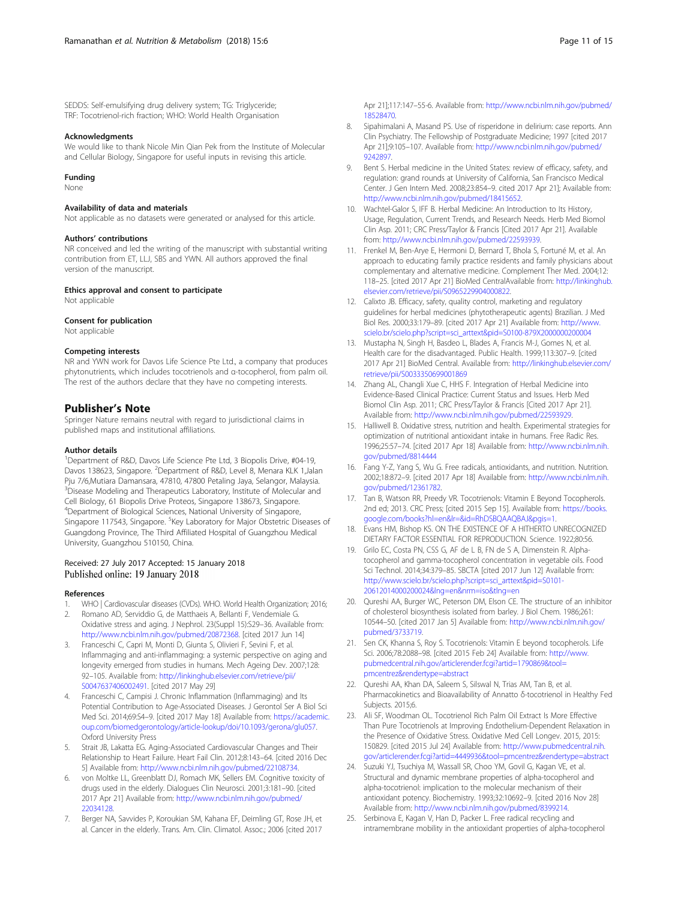SEDDS: Self-emulsifying drug delivery system; TG: Triglyceride; TRF: Tocotrienol-rich fraction; WHO: World Health Organisation

### Acknowledgments

We would like to thank Nicole Min Qian Pek from the Institute of Molecular and Cellular Biology, Singapore for useful inputs in revising this article.

### Funding

None

### Availability of data and materials

Not applicable as no datasets were generated or analysed for this article.

### Authors' contributions

NR conceived and led the writing of the manuscript with substantial writing contribution from ET, LLJ, SBS and YWN. All authors approved the final version of the manuscript.

### Ethics approval and consent to participate

Not applicable

### Consent for publication

Not applicable

### Competing interests

NR and YWN work for Davos Life Science Pte Ltd., a company that produces phytonutrients, which includes tocotrienols and α-tocopherol, from palm oil. The rest of the authors declare that they have no competing interests.

## Publisher's Note

Springer Nature remains neutral with regard to jurisdictional claims in published maps and institutional affiliations.

### Author details

[1]Department of R&D, Davos Life Science Pte Ltd, 3 Biopolis Drive, #04-19, Davos 138623, Singapore. [2]Department of R&D, Level 8, Menara KLK 1,Jalan Pju 7/6,Mutiara Damansara, 47810, 47800 Petaling Jaya, Selangor, Malaysia. [3]Disease Modeling and Therapeutics Laboratory, Institute of Molecular and Cell Biology, 61 Biopolis Drive Proteos, Singapore 138673, Singapore. [4]Department of Biological Sciences, National University of Singapore, Singapore 117543, Singapore. [5]Key Laboratory for Major Obstetric Diseases of Guangdong Province, The Third Affiliated Hospital of Guangzhou Medical University, Guangzhou 510150, China.

Received: 27 July 2017 Accepted: 15 January 2018
Published online: 19 January 2018

### References

1. WHO | Cardiovascular diseases (CVDs). WHO. World Health Organization; 2016;
2. Romano AD, Serviddio G, de Matthaeis A, Bellanti F, Vendemiale G. Oxidative stress and aging. J Nephrol. 23(Suppl 15):S29–36. Available from: http://www.ncbi.nlm.nih.gov/pubmed/20872368. [cited 2017 Jun 14]
3. Franceschi C, Capri M, Monti D, Giunta S, Olivieri F, Sevini F, et al. Inflammaging and anti-inflammaging: a systemic perspective on aging and longevity emerged from studies in humans. Mech Ageing Dev. 2007;128: 92–105. Available from: http://linkinghub.elsevier.com/retrieve/pii/S0047637406002491. [cited 2017 May 29]
4. Franceschi C, Campisi J. Chronic Inflammation (Inflammaging) and Its Potential Contribution to Age-Associated Diseases. J Gerontol Ser A Biol Sci Med Sci. 2014;69:S4–9. [cited 2017 May 18] Available from: https://academic.oup.com/biomedgerontology/article-lookup/doi/10.1093/gerona/glu057. Oxford University Press
5. Strait JB, Lakatta EG. Aging-Associated Cardiovascular Changes and Their Relationship to Heart Failure. Heart Fail Clin. 2012;8:143–64. [cited 2016 Dec 5] Available from: http://www.ncbi.nlm.nih.gov/pubmed/22108734.
6. von Moltke LL, Greenblatt DJ, Romach MK, Sellers EM. Cognitive toxicity of drugs used in the elderly. Dialogues Clin Neurosci. 2001;3:181–90. [cited 2017 Apr 21] Available from: http://www.ncbi.nlm.nih.gov/pubmed/22034128.
7. Berger NA, Savvides P, Koroukian SM, Kahana EF, Deimling GT, Rose JH, et al. Cancer in the elderly. Trans. Am. Clin. Climatol. Assoc.; 2006 [cited 2017 Apr 21];117:147–55-6. Available from: http://www.ncbi.nlm.nih.gov/pubmed/18528470.
8. Sipahimalani A, Masand PS. Use of risperidone in delirium: case reports. Ann Clin Psychiatry. The Fellowship of Postgraduate Medicine; 1997 [cited 2017 Apr 21];9:105–107. Available from: http://www.ncbi.nlm.nih.gov/pubmed/9242897.
9. Bent S. Herbal medicine in the United States: review of efficacy, safety, and regulation: grand rounds at University of California, San Francisco Medical Center. J Gen Intern Med. 2008;23:854–9. cited 2017 Apr 21]; Available from: http://www.ncbi.nlm.nih.gov/pubmed/18415652.
10. Wachtel-Galor S, IFF B. Herbal Medicine: An Introduction to Its History, Usage, Regulation, Current Trends, and Research Needs. Herb Med Biomol Clin Asp. 2011; CRC Press/Taylor & Francis [Cited 2017 Apr 21]. Available from: http://www.ncbi.nlm.nih.gov/pubmed/22593939.
11. Frenkel M, Ben-Arye E, Hermoni D, Bernard T, Bhola S, Fortuné M, et al. An approach to educating family practice residents and family physicians about complementary and alternative medicine. Complement Ther Med. 2004;12: 118–25. [cited 2017 Apr 21] BioMed CentralAvailable from: http://linkinghub.elsevier.com/retrieve/pii/S0965229904000822.
12. Calixto JB. Efficacy, safety, quality control, marketing and regulatory guidelines for herbal medicines (phytotherapeutic agents) Brazilian. J Med Biol Res. 2000;33:179–89. [cited 2017 Apr 21] Available from: http://www.scielo.br/scielo.php?script=sci_arttext&pid=S0100-879X2000000200004
13. Mustapha N, Singh H, Basdeo L, Blades A, Francis M-J, Gomes N, et al. Health care for the disadvantaged. Public Health. 1999;113:307–9. [cited 2017 Apr 21] BioMed Central. Available from: http://linkinghub.elsevier.com/retrieve/pii/S0033350699001869
14. Zhang AL, Changli Xue C, HHS F. Integration of Herbal Medicine into Evidence-Based Clinical Practice: Current Status and Issues. Herb Med Biomol Clin Asp. 2011; CRC Press/Taylor & Francis [Cited 2017 Apr 21]. Available from: http://www.ncbi.nlm.nih.gov/pubmed/22593929.
15. Halliwell B. Oxidative stress, nutrition and health. Experimental strategies for optimization of nutritional antioxidant intake in humans. Free Radic Res. 1996;25:57–74. [cited 2017 Apr 18] Available from: http://www.ncbi.nlm.nih.gov/pubmed/8814444
16. Fang Y-Z, Yang S, Wu G. Free radicals, antioxidants, and nutrition. Nutrition. 2002;18:872–9. [cited 2017 Apr 18] Available from: http://www.ncbi.nlm.nih.gov/pubmed/12361782.
17. Tan B, Watson RR, Preedy VR. Tocotrienols: Vitamin E Beyond Tocopherols. 2nd ed; 2013. CRC Press; [cited 2015 Sep 15]. Available from: https://books.google.com/books?hl=en&lr=&id=RhDSBQAAQBAJ&pgis=1.
18. Evans HM, Bishop KS. ON THE EXISTENCE OF A HITHERTO UNRECOGNIZED DIETARY FACTOR ESSENTIAL FOR REPRODUCTION. Science. 1922;80:56.
19. Grilo EC, Costa PN, CSS G, AF de L B, FN de S A, Dimenstein R. Alpha-tocopherol and gamma-tocopherol concentration in vegetable oils. Food Sci Technol. 2014;34:379–85. SBCTA [cited 2017 Jun 12] Available from: http://www.scielo.br/scielo.php?script=sci_arttext&pid=S0101-20612014000200024&lng=en&nrm=iso&tlng=en
20. Qureshi AA, Burger WC, Peterson DM, Elson CE. The structure of an inhibitor of cholesterol biosynthesis isolated from barley. J Biol Chem. 1986;261: 10544–50. [cited 2017 Jan 5] Available from: http://www.ncbi.nlm.nih.gov/pubmed/3733719.
21. Sen CK, Khanna S, Roy S. Tocotrienols: Vitamin E beyond tocopherols. Life Sci. 2006;78:2088–98. [cited 2015 Feb 24] Available from: http://www.pubmedcentral.nih.gov/articlerender.fcgi?artid=1790869&tool=pmcentrez&rendertype=abstract
22. Qureshi AA, Khan DA, Saleem S, Silswal N, Trias AM, Tan B, et al. Pharmacokinetics and Bioavailability of Annatto δ-tocotrienol in Healthy Fed Subjects. 2015;6.
23. Ali SF, Woodman OL. Tocotrienol Rich Palm Oil Extract Is More Effective Than Pure Tocotrienols at Improving Endothelium-Dependent Relaxation in the Presence of Oxidative Stress. Oxidative Med Cell Longev. 2015, 2015: 150829. [cited 2015 Jul 24] Available from: http://www.pubmedcentral.nih.gov/articlerender.fcgi?artid=4449936&tool=pmcentrez&rendertype=abstract
24. Suzuki YJ, Tsuchiya M, Wassall SR, Choo YM, Govil G, Kagan VE, et al. Structural and dynamic membrane properties of alpha-tocopherol and alpha-tocotrienol: implication to the molecular mechanism of their antioxidant potency. Biochemistry. 1993;32:10692–9. [cited 2016 Nov 28] Available from: http://www.ncbi.nlm.nih.gov/pubmed/8399214.
25. Serbinova E, Kagan V, Han D, Packer L. Free radical recycling and intramembrane mobility in the antioxidant properties of alpha-tocopherol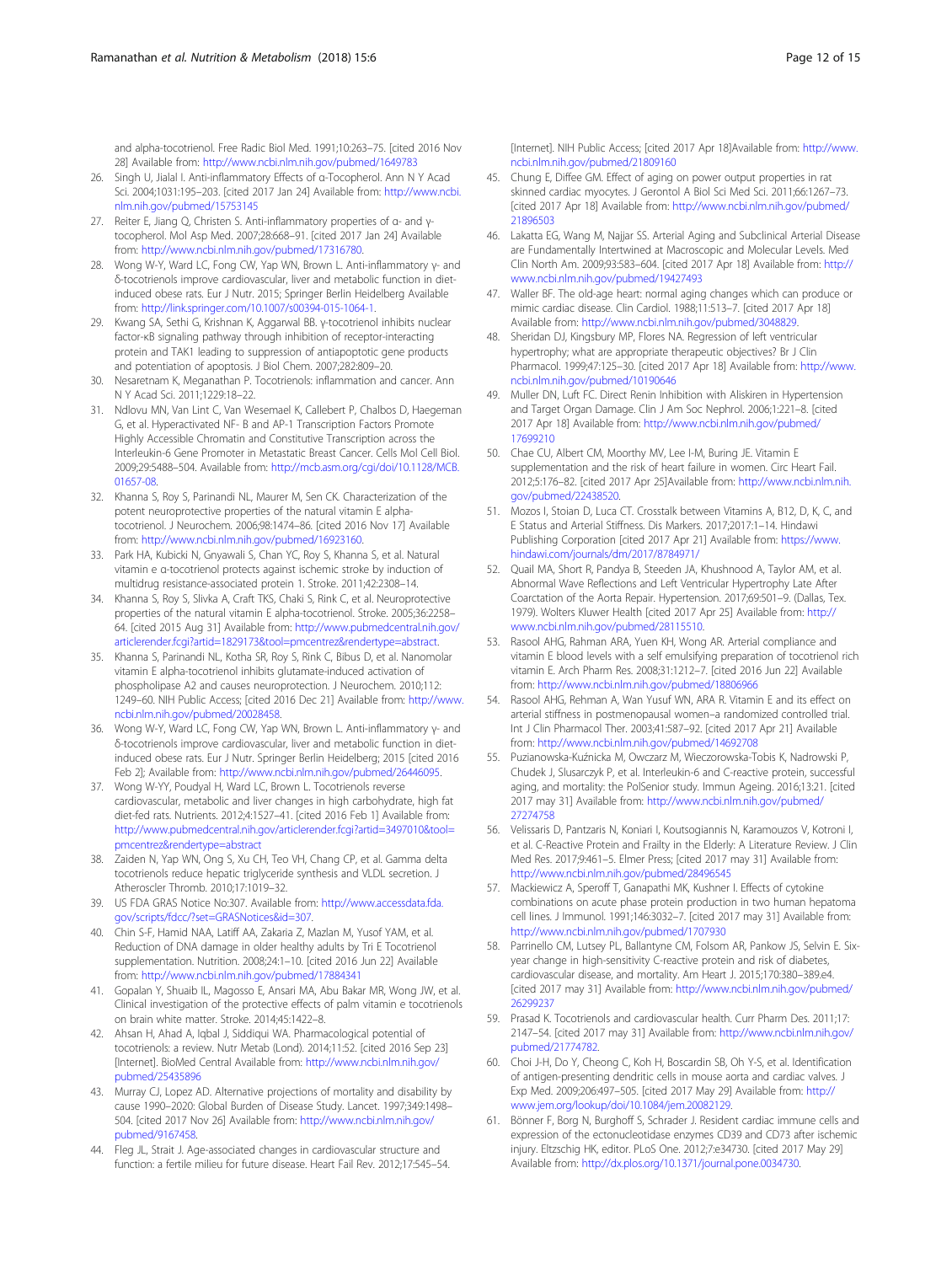and alpha-tocotrienol. Free Radic Biol Med. 1991;10:263–75. [cited 2016 Nov 28] Available from: http://www.ncbi.nlm.nih.gov/pubmed/1649783

26. Singh U, Jialal I. Anti-inflammatory Effects of α-Tocopherol. Ann N Y Acad Sci. 2004;1031:195–203. [cited 2017 Jan 24] Available from: http://www.ncbi.nlm.nih.gov/pubmed/15753145
27. Reiter E, Jiang Q, Christen S. Anti-inflammatory properties of α- and γ-tocopherol. Mol Asp Med. 2007;28:668–91. [cited 2017 Jan 24] Available from: http://www.ncbi.nlm.nih.gov/pubmed/17316780.
28. Wong W-Y, Ward LC, Fong CW, Yap WN, Brown L. Anti-inflammatory γ- and δ-tocotrienols improve cardiovascular, liver and metabolic function in diet-induced obese rats. Eur J Nutr. 2015; Springer Berlin Heidelberg Available from: http://link.springer.com/10.1007/s00394-015-1064-1.
29. Kwang SA, Sethi G, Krishnan K, Aggarwal BB. γ-tocotrienol inhibits nuclear factor-κB signaling pathway through inhibition of receptor-interacting protein and TAK1 leading to suppression of antiapoptotic gene products and potentiation of apoptosis. J Biol Chem. 2007;282:809–20.
30. Nesaretnam K, Meganathan P. Tocotrienols: inflammation and cancer. Ann N Y Acad Sci. 2011;1229:18–22.
31. Ndlovu MN, Van Lint C, Van Wesemael K, Callebert P, Chalbos D, Haegeman G, et al. Hyperactivated NF- B and AP-1 Transcription Factors Promote Highly Accessible Chromatin and Constitutive Transcription across the Interleukin-6 Gene Promoter in Metastatic Breast Cancer. Cells Mol Cell Biol. 2009;29:5488–504. Available from: http://mcb.asm.org/cgi/doi/10.1128/MCB.01657-08.
32. Khanna S, Roy S, Parinandi NL, Maurer M, Sen CK. Characterization of the potent neuroprotective properties of the natural vitamin E alpha-tocotrienol. J Neurochem. 2006;98:1474–86. [cited 2016 Nov 17] Available from: http://www.ncbi.nlm.nih.gov/pubmed/16923160.
33. Park HA, Kubicki N, Gnyawali S, Chan YC, Roy S, Khanna S, et al. Natural vitamin e α-tocotrienol protects against ischemic stroke by induction of multidrug resistance-associated protein 1. Stroke. 2011;42:2308–14.
34. Khanna S, Roy S, Slivka A, Craft TKS, Chaki S, Rink C, et al. Neuroprotective properties of the natural vitamin E alpha-tocotrienol. Stroke. 2005;36:2258–64. [cited 2015 Aug 31] Available from: http://www.pubmedcentral.nih.gov/articlerender.fcgi?artid=1829173&tool=pmcentrez&rendertype=abstract.
35. Khanna S, Parinandi NL, Kotha SR, Roy S, Rink C, Bibus D, et al. Nanomolar vitamin E alpha-tocotrienol inhibits glutamate-induced activation of phospholipase A2 and causes neuroprotection. J Neurochem. 2010;112:1249–60. NIH Public Access; [cited 2016 Dec 21] Available from: http://www.ncbi.nlm.nih.gov/pubmed/20028458.
36. Wong W-Y, Ward LC, Fong CW, Yap WN, Brown L. Anti-inflammatory γ- and δ-tocotrienols improve cardiovascular, liver and metabolic function in diet-induced obese rats. Eur J Nutr. Springer Berlin Heidelberg; 2015 [cited 2016 Feb 2]; Available from: http://www.ncbi.nlm.nih.gov/pubmed/26446095.
37. Wong W-YY, Poudyal H, Ward LC, Brown L. Tocotrienols reverse cardiovascular, metabolic and liver changes in high carbohydrate, high fat diet-fed rats. Nutrients. 2012;4:1527–41. [cited 2016 Feb 1] Available from: http://www.pubmedcentral.nih.gov/articlerender.fcgi?artid=3497010&tool=pmcentrez&rendertype=abstract
38. Zaiden N, Yap WN, Ong S, Xu CH, Teo VH, Chang CP, et al. Gamma delta tocotrienols reduce hepatic triglyceride synthesis and VLDL secretion. J Atheroscler Thromb. 2010;17:1019–32.
39. US FDA GRAS Notice No:307. Available from: http://www.accessdata.fda.gov/scripts/fdcc/?set=GRASNotices&id=307.
40. Chin S-F, Hamid NAA, Latiff AA, Zakaria Z, Mazlan M, Yusof YAM, et al. Reduction of DNA damage in older healthy adults by Tri E Tocotrienol supplementation. Nutrition. 2008;24:1–10. [cited 2016 Jun 22] Available from: http://www.ncbi.nlm.nih.gov/pubmed/17884341
41. Gopalan Y, Shuaib IL, Magosso E, Ansari MA, Abu Bakar MR, Wong JW, et al. Clinical investigation of the protective effects of palm vitamin e tocotrienols on brain white matter. Stroke. 2014;45:1422–8.
42. Ahsan H, Ahad A, Iqbal J, Siddiqui WA. Pharmacological potential of tocotrienols: a review. Nutr Metab (Lond). 2014;11:52. [cited 2016 Sep 23] [Internet]. BioMed Central Available from: http://www.ncbi.nlm.nih.gov/pubmed/25435896
43. Murray CJ, Lopez AD. Alternative projections of mortality and disability by cause 1990–2020: Global Burden of Disease Study. Lancet. 1997;349:1498–504. [cited 2017 Nov 26] Available from: http://www.ncbi.nlm.nih.gov/pubmed/9167458.
44. Fleg JL, Strait J. Age-associated changes in cardiovascular structure and function: a fertile milieu for future disease. Heart Fail Rev. 2012;17:545–54. [Internet]. NIH Public Access; [cited 2017 Apr 18]Available from: http://www.ncbi.nlm.nih.gov/pubmed/21809160
45. Chung E, Diffee GM. Effect of aging on power output properties in rat skinned cardiac myocytes. J Gerontol A Biol Sci Med Sci. 2011;66:1267–73. [cited 2017 Apr 18] Available from: http://www.ncbi.nlm.nih.gov/pubmed/21896503
46. Lakatta EG, Wang M, Najjar SS. Arterial Aging and Subclinical Arterial Disease are Fundamentally Intertwined at Macroscopic and Molecular Levels. Med Clin North Am. 2009;93:583–604. [cited 2017 Apr 18] Available from: http://www.ncbi.nlm.nih.gov/pubmed/19427493
47. Waller BF. The old-age heart: normal aging changes which can produce or mimic cardiac disease. Clin Cardiol. 1988;11:513–7. [cited 2017 Apr 18] Available from: http://www.ncbi.nlm.nih.gov/pubmed/3048829.
48. Sheridan DJ, Kingsbury MP, Flores NA. Regression of left ventricular hypertrophy; what are appropriate therapeutic objectives? Br J Clin Pharmacol. 1999;47:125–30. [cited 2017 Apr 18] Available from: http://www.ncbi.nlm.nih.gov/pubmed/10190646
49. Muller DN, Luft FC. Direct Renin Inhibition with Aliskiren in Hypertension and Target Organ Damage. Clin J Am Soc Nephrol. 2006;1:221–8. [cited 2017 Apr 18] Available from: http://www.ncbi.nlm.nih.gov/pubmed/17699210
50. Chae CU, Albert CM, Moorthy MV, Lee I-M, Buring JE. Vitamin E supplementation and the risk of heart failure in women. Circ Heart Fail. 2012;5:176–82. [cited 2017 Apr 25]Available from: http://www.ncbi.nlm.nih.gov/pubmed/22438520.
51. Mozos I, Stoian D, Luca CT. Crosstalk between Vitamins A, B12, D, K, C, and E Status and Arterial Stiffness. Dis Markers. 2017;2017:1–14. Hindawi Publishing Corporation [cited 2017 Apr 21] Available from: https://www.hindawi.com/journals/dm/2017/8784971/
52. Quail MA, Short R, Pandya B, Steeden JA, Khushnood A, Taylor AM, et al. Abnormal Wave Reflections and Left Ventricular Hypertrophy Late After Coarctation of the Aorta Repair. Hypertension. 2017;69:501–9. (Dallas, Tex. 1979). Wolters Kluwer Health [cited 2017 Apr 25] Available from: http://www.ncbi.nlm.nih.gov/pubmed/28115510.
53. Rasool AHG, Rahman ARA, Yuen KH, Wong AR. Arterial compliance and vitamin E blood levels with a self emulsifying preparation of tocotrienol rich vitamin E. Arch Pharm Res. 2008;31:1212–7. [cited 2016 Jun 22] Available from: http://www.ncbi.nlm.nih.gov/pubmed/18806966
54. Rasool AHG, Rehman A, Wan Yusuf WN, ARA R. Vitamin E and its effect on arterial stiffness in postmenopausal women–a randomized controlled trial. Int J Clin Pharmacol Ther. 2003;41:587–92. [cited 2017 Apr 21] Available from: http://www.ncbi.nlm.nih.gov/pubmed/14692708
55. Puzianowska-Kuźnicka M, Owczarz M, Wieczorowska-Tobis K, Nadrowski P, Chudek J, Slusarczyk P, et al. Interleukin-6 and C-reactive protein, successful aging, and mortality: the PolSenior study. Immun Ageing. 2016;13:21. [cited 2017 may 31] Available from: http://www.ncbi.nlm.nih.gov/pubmed/27274758
56. Velissaris D, Pantzaris N, Koniari I, Koutsogiannis N, Karamouzos V, Kotroni I, et al. C-Reactive Protein and Frailty in the Elderly: A Literature Review. J Clin Med Res. 2017;9:461–5. Elmer Press; [cited 2017 may 31] Available from: http://www.ncbi.nlm.nih.gov/pubmed/28496545
57. Mackiewicz A, Speroff T, Ganapathi MK, Kushner I. Effects of cytokine combinations on acute phase protein production in two human hepatoma cell lines. J Immunol. 1991;146:3032–7. [cited 2017 may 31] Available from: http://www.ncbi.nlm.nih.gov/pubmed/1707930
58. Parrinello CM, Lutsey PL, Ballantyne CM, Folsom AR, Pankow JS, Selvin E. Six-year change in high-sensitivity C-reactive protein and risk of diabetes, cardiovascular disease, and mortality. Am Heart J. 2015;170:380–389.e4. [cited 2017 may 31] Available from: http://www.ncbi.nlm.nih.gov/pubmed/26299237
59. Prasad K. Tocotrienols and cardiovascular health. Curr Pharm Des. 2011;17:2147–54. [cited 2017 may 31] Available from: http://www.ncbi.nlm.nih.gov/pubmed/21774782.
60. Choi J-H, Do Y, Cheong C, Koh H, Boscardin SB, Oh Y-S, et al. Identification of antigen-presenting dendritic cells in mouse aorta and cardiac valves. J Exp Med. 2009;206:497–505. [cited 2017 May 29] Available from: http://www.jem.org/lookup/doi/10.1084/jem.20082129.
61. Bönner F, Borg N, Burghoff S, Schrader J. Resident cardiac immune cells and expression of the ectonucleotidase enzymes CD39 and CD73 after ischemic injury. Eltzschig HK, editor. PLoS One. 2012;7:e34730. [cited 2017 May 29] Available from: http://dx.plos.org/10.1371/journal.pone.0034730.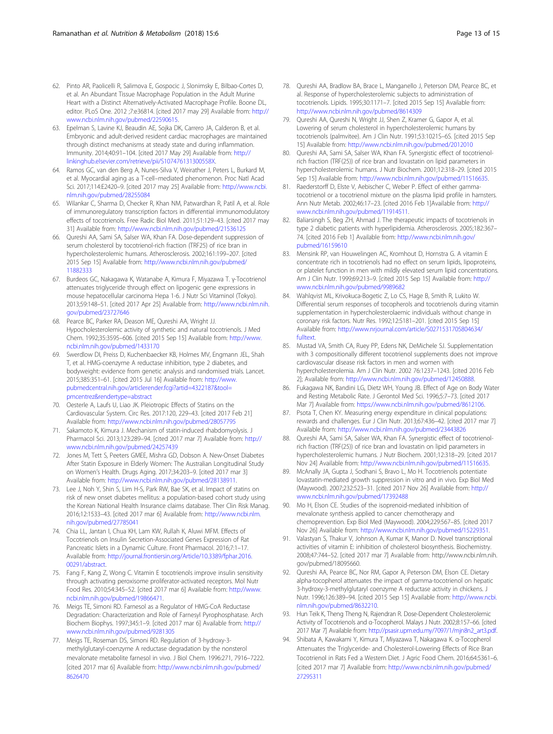62. Pinto AR, Paolicelli R, Salimova E, Gospocic J, Slonimsky E, Bilbao-Cortes D, et al. An Abundant Tissue Macrophage Population in the Adult Murine Heart with a Distinct Alternatively-Activated Macrophage Profile. Boone DL, editor. PLoS One. 2012 ;7:e36814. [cited 2017 may 29] Available from: http://www.ncbi.nlm.nih.gov/pubmed/22590615.
63. Epelman S, Lavine KJ, Beaudin AE, Sojka DK, Carrero JA, Calderon B, et al. Embryonic and adult-derived resident cardiac macrophages are maintained through distinct mechanisms at steady state and during inflammation. Immunity. 2014;40:91–104. [cited 2017 May 29] Available from: http://linkinghub.elsevier.com/retrieve/pii/S107476131300558X.
64. Ramos GC, van den Berg A, Nunes-Silva V, Weirather J, Peters L, Burkard M, et al. Myocardial aging as a T-cell–mediated phenomenon. Proc Natl Acad Sci. 2017;114:E2420–9. [cited 2017 may 25] Available from: http://www.ncbi.nlm.nih.gov/pubmed/28255084
65. Wilankar C, Sharma D, Checker R, Khan NM, Patwardhan R, Patil A, et al. Role of immunoregulatory transcription factors in differential immunomodulatory effects of tocotrienols. Free Radic Biol Med. 2011;51:129–43. [cited 2017 may 31] Available from: http://www.ncbi.nlm.nih.gov/pubmed/21536125
66. Qureshi AA, Sami SA, Salser WA, Khan FA. Dose-dependent suppression of serum cholesterol by tocotrienol-rich fraction (TRF25) of rice bran in hypercholesterolemic humans. Atherosclerosis. 2002;161:199–207. [cited 2015 Sep 15] Available from: http://www.ncbi.nlm.nih.gov/pubmed/11882333
67. Burdeos GC, Nakagawa K, Watanabe A, Kimura F, Miyazawa T. γ-Tocotrienol attenuates triglyceride through effect on lipogenic gene expressions in mouse hepatocellular carcinoma Hepa 1-6. J Nutr Sci Vitaminol (Tokyo). 2013;59:148–51. [cited 2017 Apr 25] Available from: http://www.ncbi.nlm.nih.gov/pubmed/23727646
68. Pearce BC, Parker RA, Deason ME, Qureshi AA, Wright JJ. Hypocholesterolemic activity of synthetic and natural tocotrienols. J Med Chem. 1992;35:3595–606. [cited 2015 Sep 15] Available from: http://www.ncbi.nlm.nih.gov/pubmed/1433170
69. Swerdlow DI, Preiss D, Kuchenbaecker KB, Holmes MV, Engmann JEL, Shah T, et al. HMG-coenzyme A reductase inhibition, type 2 diabetes, and bodyweight: evidence from genetic analysis and randomised trials. Lancet. 2015;385:351–61. [cited 2015 Jul 16] Available from: http://www.pubmedcentral.nih.gov/articlerender.fcgi?artid=4322187&tool=pmcentrez&rendertype=abstract
70. Oesterle A, Laufs U, Liao JK. Pleiotropic Effects of Statins on the Cardiovascular System. Circ Res. 2017:120, 229–43. [cited 2017 Feb 21] Available from: http://www.ncbi.nlm.nih.gov/pubmed/28057795
71. Sakamoto K, Kimura J. Mechanism of statin-induced rhabdomyolysis. J Pharmacol Sci. 2013;123:289–94. [cited 2017 mar 7] Available from: http://www.ncbi.nlm.nih.gov/pubmed/24257439
72. Jones M, Tett S, Peeters GMEE, Mishra GD, Dobson A. New-Onset Diabetes After Statin Exposure in Elderly Women: The Australian Longitudinal Study on Women's Health. Drugs Aging. 2017;34:203–9. [cited 2017 mar 3] Available from: http://www.ncbi.nlm.nih.gov/pubmed/28138911.
73. Lee J, Noh Y, Shin S, Lim H-S, Park RW, Bae SK, et al. Impact of statins on risk of new onset diabetes mellitus: a population-based cohort study using the Korean National Health Insurance claims database. Ther Clin Risk Manag. 2016;12:1533–43. [cited 2017 mar 6] Available from: http://www.ncbi.nlm.nih.gov/pubmed/27785041
74. Chia LL, Jantan I, Chua KH, Lam KW, Rullah K, Aluwi MFM. Effects of Tocotrienols on Insulin Secretion-Associated Genes Expression of Rat Pancreatic Islets in a Dynamic Culture. Front Pharmacol. 2016;7:1–17. Available from: http://journal.frontiersin.org/Article/10.3389/fphar.2016.00291/abstract.
75. Fang F, Kang Z, Wong C. Vitamin E tocotrienols improve insulin sensitivity through activating peroxisome proliferator-activated receptors. Mol Nutr Food Res. 2010;54:345–52. [cited 2017 mar 6] Available from: http://www.ncbi.nlm.nih.gov/pubmed/19866471.
76. Meigs TE, Simoni RD. Farnesol as a Regulator of HMG-CoA Reductase Degradation: Characterization and Role of Farnesyl Pyrophosphatase. Arch Biochem Biophys. 1997;345:1–9. [cited 2017 mar 6] Available from: http://www.ncbi.nlm.nih.gov/pubmed/9281305
77. Meigs TE, Roseman DS, Simoni RD. Regulation of 3-hydroxy-3-methylglutaryl-coenzyme A reductase degradation by the nonsterol mevalonate metabolite farnesol in vivo. J Biol Chem. 1996:271, 7916–7222. [cited 2017 mar 6] Available from: http://www.ncbi.nlm.nih.gov/pubmed/8626470
78. Qureshi AA, Bradlow BA, Brace L, Manganello J, Peterson DM, Pearce BC, et al. Response of hypercholesterolemic subjects to administration of tocotrienols. Lipids. 1995;30:1171–7. [cited 2015 Sep 15] Available from: http://www.ncbi.nlm.nih.gov/pubmed/8614309
79. Qureshi AA, Qureshi N, Wright JJ, Shen Z, Kramer G, Gapor A, et al. Lowering of serum cholesterol in hypercholesterolemic humans by tocotrienols (palmvitee). Am J Clin Nutr. 1991;53:1021S–6S. [cited 2015 Sep 15] Available from: http://www.ncbi.nlm.nih.gov/pubmed/2012010
80. Qureshi AA, Sami SA, Salser WA, Khan FA. Synergistic effect of tocotrienol-rich fraction (TRF(25)) of rice bran and lovastatin on lipid parameters in hypercholesterolemic humans. J Nutr Biochem. 2001;12:318–29. [cited 2015 Sep 15] Available from: http://www.ncbi.nlm.nih.gov/pubmed/11516635.
81. Raederstorff D, Elste V, Aebischer C, Weber P. Effect of either gamma-tocotrienol or a tocotrienol mixture on the plasma lipid profile in hamsters. Ann Nutr Metab. 2002;46:17–23. [cited 2016 Feb 1]Available from: http://www.ncbi.nlm.nih.gov/pubmed/11914511.
82. Baliarsingh S, Beg ZH, Ahmad J. The therapeutic impacts of tocotrienols in type 2 diabetic patients with hyperlipidemia. Atherosclerosis. 2005;182:367–74. [cited 2016 Feb 1] Available from: http://www.ncbi.nlm.nih.gov/pubmed/16159610
83. Mensink RP, van Houwelingen AC, Kromhout D, Hornstra G. A vitamin E concentrate rich in tocotrienols had no effect on serum lipids, lipoproteins, or platelet function in men with mildly elevated serum lipid concentrations. Am J Clin Nutr. 1999;69:213–9. [cited 2015 Sep 15] Available from: http://www.ncbi.nlm.nih.gov/pubmed/9989682
84. Wahlqvist ML, Krivokuca-Bogetic Z, Lo CS, Hage B, Smith R, Lukito W. Differential serum responses of tocopherols and tocotrienols during vitamin supplementation in hypercholesterolaemic individuals without change in coronary risk factors. Nutr Res. 1992;12:S181–201. [cited 2015 Sep 15] Available from: http://www.nrjournal.com/article/S0271531705804634/fulltext.
85. Mustad VA, Smith CA, Ruey PP, Edens NK, DeMichele SJ. Supplementation with 3 compositionally different tocotrienol supplements does not improve cardiovascular disease risk factors in men and women with hypercholesterolemia. Am J Clin Nutr. 2002 76:1237–1243. [cited 2016 Feb 2]; Available from: http://www.ncbi.nlm.nih.gov/pubmed/12450888.
86. Fukagawa NK, Bandini LG, Dietz WH, Young JB. Effect of Age on Body Water and Resting Metabolic Rate. J Gerontol Med Sci. 1996;5:7–73. [cited 2017 Mar 7] Available from: https://www.ncbi.nlm.nih.gov/pubmed/8612106.
87. Psota T, Chen KY. Measuring energy expenditure in clinical populations: rewards and challenges. Eur J Clin Nutr. 2013;67:436–42. [cited 2017 mar 7] Available from: http://www.ncbi.nlm.nih.gov/pubmed/23443826
88. Qureshi AA, Sami SA, Salser WA, Khan FA. Synergistic effect of tocotrienol-rich fraction (TRF(25)) of rice bran and lovastatin on lipid parameters in hypercholesterolemic humans. J Nutr Biochem. 2001;12:318–29. [cited 2017 Nov 24] Available from: http://www.ncbi.nlm.nih.gov/pubmed/11516635.
89. McAnally JA, Gupta J, Sodhani S, Bravo L, Mo H. Tocotrienols potentiate lovastatin-mediated growth suppression in vitro and in vivo. Exp Biol Med (Maywood). 2007;232:523–31. [cited 2017 Nov 26] Available from: http://www.ncbi.nlm.nih.gov/pubmed/17392488
90. Mo H, Elson CE. Studies of the isoprenoid-mediated inhibition of mevalonate synthesis applied to cancer chemotherapy and chemoprevention. Exp Biol Med (Maywood). 2004;229:567–85. [cited 2017 Nov 26] Available from: http://www.ncbi.nlm.nih.gov/pubmed/15229351.
91. Valastyan S, Thakur V, Johnson A, Kumar K, Manor D. Novel transcriptional activities of vitamin E: inhibition of cholesterol biosynthesis. Biochemistry. 2008;47:744–52. [cited 2017 mar 7] Available from: http://www.ncbi.nlm.nih.gov/pubmed/18095660.
92. Qureshi AA, Pearce BC, Nor RM, Gapor A, Peterson DM, Elson CE. Dietary alpha-tocopherol attenuates the impact of gamma-tocotrienol on hepatic 3-hydroxy-3-methylglutaryl coenzyme A reductase activity in chickens. J Nutr. 1996;126:389–94. [cited 2015 Sep 15] Available from: http://www.ncbi.nlm.nih.gov/pubmed/8632210.
93. Hun Teik K, Theng Theng N, Rajendran R. Dose-Dependent Cholesterolemic Activity of Tocotrienols and α-Tocopherol. Malays J Nutr. 2002;8:157–66. [cited 2017 Mar 7] Available from: http://psasir.upm.edu.my/7097/1/mjn8n2_art3.pdf.
94. Shibata A, Kawakami Y, Kimura T, Miyazawa T, Nakagawa K. α-Tocopherol Attenuates the Triglyceride- and Cholesterol-Lowering Effects of Rice Bran Tocotrienol in Rats Fed a Western Diet. J Agric Food Chem. 2016;64:5361–6. [cited 2017 mar 7] Available from: http://www.ncbi.nlm.nih.gov/pubmed/27295311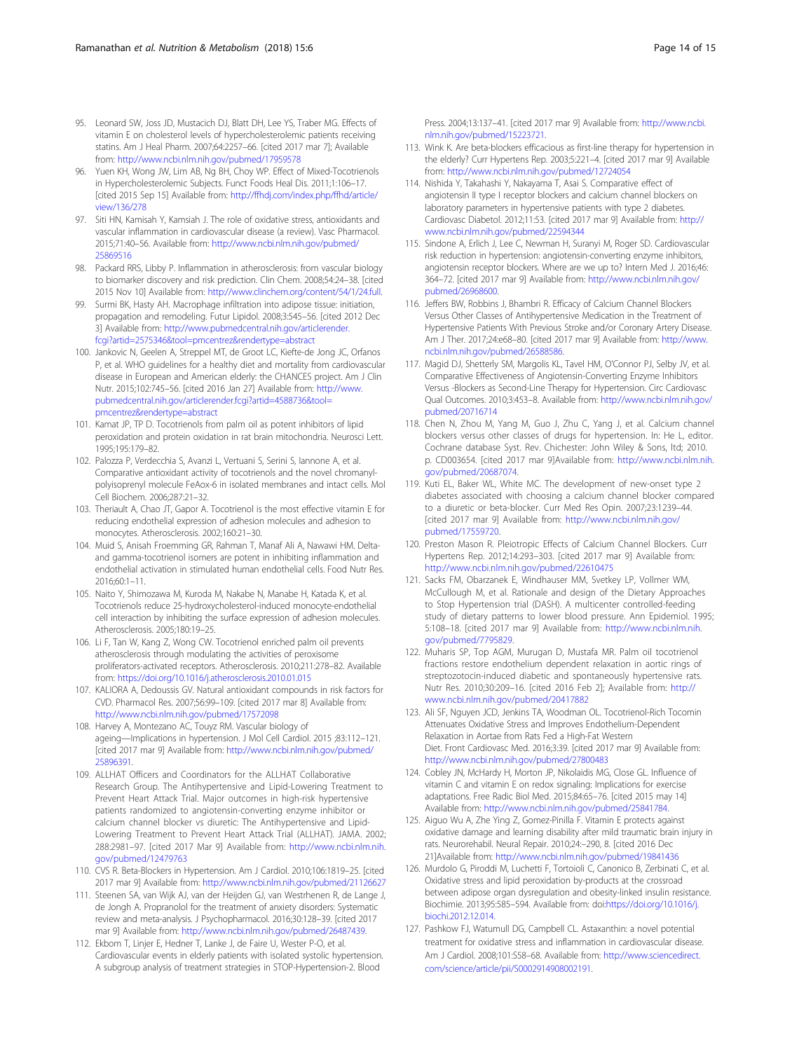95. Leonard SW, Joss JD, Mustacich DJ, Blatt DH, Lee YS, Traber MG. Effects of vitamin E on cholesterol levels of hypercholesterolemic patients receiving statins. Am J Heal Pharm. 2007;64:2257–66. [cited 2017 mar 7]; Available from: http://www.ncbi.nlm.nih.gov/pubmed/17959578
96. Yuen KH, Wong JW, Lim AB, Ng BH, Choy WP. Effect of Mixed-Tocotrienols in Hypercholesterolemic Subjects. Funct Foods Heal Dis. 2011;1:106–17. [cited 2015 Sep 15] Available from: http://ffhdj.com/index.php/ffhd/article/view/136/278
97. Siti HN, Kamisah Y, Kamsiah J. The role of oxidative stress, antioxidants and vascular inflammation in cardiovascular disease (a review). Vasc Pharmacol. 2015;71:40–56. Available from: http://www.ncbi.nlm.nih.gov/pubmed/25869516
98. Packard RRS, Libby P. Inflammation in atherosclerosis: from vascular biology to biomarker discovery and risk prediction. Clin Chem. 2008;54:24–38. [cited 2015 Nov 10] Available from: http://www.clinchem.org/content/54/1/24.full.
99. Surmi BK, Hasty AH. Macrophage infiltration into adipose tissue: initiation, propagation and remodeling. Futur Lipidol. 2008;3:545–56. [cited 2012 Dec 3] Available from: http://www.pubmedcentral.nih.gov/articlerender.fcgi?artid=2575346&tool=pmcentrez&rendertype=abstract
100. Jankovic N, Geelen A, Streppel MT, de Groot LC, Kiefte-de Jong JC, Orfanos P, et al. WHO guidelines for a healthy diet and mortality from cardiovascular disease in European and American elderly: the CHANCES project. Am J Clin Nutr. 2015;102:745–56. [cited 2016 Jan 27] Available from: http://www.pubmedcentral.nih.gov/articlerender.fcgi?artid=4588736&tool=pmcentrez&rendertype=abstract
101. Kamat JP, TP D. Tocotrienols from palm oil as potent inhibitors of lipid peroxidation and protein oxidation in rat brain mitochondria. Neurosci Lett. 1995;195:179–82.
102. Palozza P, Verdecchia S, Avanzi L, Vertuani S, Serini S, Iannone A, et al. Comparative antioxidant activity of tocotrienols and the novel chromanyl-polyisoprenyl molecule FeAox-6 in isolated membranes and intact cells. Mol Cell Biochem. 2006;287:21–32.
103. Theriault A, Chao JT, Gapor A. Tocotrienol is the most effective vitamin E for reducing endothelial expression of adhesion molecules and adhesion to monocytes. Atherosclerosis. 2002;160:21–30.
104. Muid S, Anisah Froemming GR, Rahman T, Manaf Ali A, Nawawi HM. Delta- and gamma-tocotrienol isomers are potent in inhibiting inflammation and endothelial activation in stimulated human endothelial cells. Food Nutr Res. 2016;60:1–11.
105. Naito Y, Shimozawa M, Kuroda M, Nakabe N, Manabe H, Katada K, et al. Tocotrienols reduce 25-hydroxycholesterol-induced monocyte-endothelial cell interaction by inhibiting the surface expression of adhesion molecules. Atherosclerosis. 2005;180:19–25.
106. Li F, Tan W, Kang Z, Wong CW. Tocotrienol enriched palm oil prevents atherosclerosis through modulating the activities of peroxisome proliferators-activated receptors. Atherosclerosis. 2010;211:278–82. Available from: https://doi.org/10.1016/j.atherosclerosis.2010.01.015
107. KALIORA A, Dedoussis GV. Natural antioxidant compounds in risk factors for CVD. Pharmacol Res. 2007;56:99–109. [cited 2017 mar 8] Available from: http://www.ncbi.nlm.nih.gov/pubmed/17572098
108. Harvey A, Montezano AC, Touyz RM. Vascular biology of ageing—Implications in hypertension. J Mol Cell Cardiol. 2015 ;83:112–121. [cited 2017 mar 9] Available from: http://www.ncbi.nlm.nih.gov/pubmed/25896391.
109. ALLHAT Officers and Coordinators for the ALLHAT Collaborative Research Group. The Antihypertensive and Lipid-Lowering Treatment to Prevent Heart Attack Trial. Major outcomes in high-risk hypertensive patients randomized to angiotensin-converting enzyme inhibitor or calcium channel blocker vs diuretic: The Antihypertensive and Lipid-Lowering Treatment to Prevent Heart Attack Trial (ALLHAT). JAMA. 2002; 288:2981–97. [cited 2017 Mar 9] Available from: http://www.ncbi.nlm.nih.gov/pubmed/12479763
110. CVS R. Beta-Blockers in Hypertension. Am J Cardiol. 2010;106:1819–25. [cited 2017 mar 9] Available from: http://www.ncbi.nlm.nih.gov/pubmed/21126627
111. Steenen SA, van Wijk AJ, van der Heijden GJ, van Westrhenen R, de Lange J, de Jongh A. Propranolol for the treatment of anxiety disorders: Systematic review and meta-analysis. J Psychopharmacol. 2016;30:128–39. [cited 2017 mar 9] Available from: http://www.ncbi.nlm.nih.gov/pubmed/26487439.
112. Ekbom T, Linjer E, Hedner T, Lanke J, de Faire U, Wester P-O, et al. Cardiovascular events in elderly patients with isolated systolic hypertension. A subgroup analysis of treatment strategies in STOP-Hypertension-2. Blood Press. 2004;13:137–41. [cited 2017 mar 9] Available from: http://www.ncbi.nlm.nih.gov/pubmed/15223721.
113. Wink K. Are beta-blockers efficacious as first-line therapy for hypertension in the elderly? Curr Hypertens Rep. 2003;5:221–4. [cited 2017 mar 9] Available from: http://www.ncbi.nlm.nih.gov/pubmed/12724054
114. Nishida Y, Takahashi Y, Nakayama T, Asai S. Comparative effect of angiotensin II type I receptor blockers and calcium channel blockers on laboratory parameters in hypertensive patients with type 2 diabetes. Cardiovasc Diabetol. 2012;11:53. [cited 2017 mar 9] Available from: http://www.ncbi.nlm.nih.gov/pubmed/22594344
115. Sindone A, Erlich J, Lee C, Newman H, Suranyi M, Roger SD. Cardiovascular risk reduction in hypertension: angiotensin-converting enzyme inhibitors, angiotensin receptor blockers. Where are we up to? Intern Med J. 2016;46: 364–72. [cited 2017 mar 9] Available from: http://www.ncbi.nlm.nih.gov/pubmed/26968600.
116. Jeffers BW, Robbins J, Bhambri R. Efficacy of Calcium Channel Blockers Versus Other Classes of Antihypertensive Medication in the Treatment of Hypertensive Patients With Previous Stroke and/or Coronary Artery Disease. Am J Ther. 2017;24:e68–80. [cited 2017 mar 9] Available from: http://www.ncbi.nlm.nih.gov/pubmed/26588586.
117. Magid DJ, Shetterly SM, Margolis KL, Tavel HM, O'Connor PJ, Selby JV, et al. Comparative Effectiveness of Angiotensin-Converting Enzyme Inhibitors Versus -Blockers as Second-Line Therapy for Hypertension. Circ Cardiovasc Qual Outcomes. 2010;3:453–8. Available from: http://www.ncbi.nlm.nih.gov/pubmed/20716714
118. Chen N, Zhou M, Yang M, Guo J, Zhu C, Yang J, et al. Calcium channel blockers versus other classes of drugs for hypertension. In: He L, editor. Cochrane database Syst. Rev. Chichester: John Wiley & Sons, ltd; 2010. p. CD003654. [cited 2017 mar 9]Available from: http://www.ncbi.nlm.nih.gov/pubmed/20687074.
119. Kuti EL, Baker WL, White MC. The development of new-onset type 2 diabetes associated with choosing a calcium channel blocker compared to a diuretic or beta-blocker. Curr Med Res Opin. 2007;23:1239–44. [cited 2017 mar 9] Available from: http://www.ncbi.nlm.nih.gov/pubmed/17559720.
120. Preston Mason R. Pleiotropic Effects of Calcium Channel Blockers. Curr Hypertens Rep. 2012;14:293–303. [cited 2017 mar 9] Available from: http://www.ncbi.nlm.nih.gov/pubmed/22610475
121. Sacks FM, Obarzanek E, Windhauser MM, Svetkey LP, Vollmer WM, McCullough M, et al. Rationale and design of the Dietary Approaches to Stop Hypertension trial (DASH). A multicenter controlled-feeding study of dietary patterns to lower blood pressure. Ann Epidemiol. 1995; 5:108–18. [cited 2017 mar 9] Available from: http://www.ncbi.nlm.nih.gov/pubmed/7795829.
122. Muharis SP, Top AGM, Murugan D, Mustafa MR. Palm oil tocotrienol fractions restore endothelium dependent relaxation in aortic rings of streptozotocin-induced diabetic and spontaneously hypertensive rats. Nutr Res. 2010;30:209–16. [cited 2016 Feb 2]; Available from: http://www.ncbi.nlm.nih.gov/pubmed/20417882
123. Ali SF, Nguyen JCD, Jenkins TA, Woodman OL. Tocotrienol-Rich Tocomin Attenuates Oxidative Stress and Improves Endothelium-Dependent Relaxation in Aortae from Rats Fed a High-Fat Western Diet. Front Cardiovasc Med. 2016;3:39. [cited 2017 mar 9] Available from: http://www.ncbi.nlm.nih.gov/pubmed/27800483
124. Cobley JN, McHardy H, Morton JP, Nikolaidis MG, Close GL. Influence of vitamin C and vitamin E on redox signaling: Implications for exercise adaptations. Free Radic Biol Med. 2015;84:65–76. [cited 2015 may 14] Available from: http://www.ncbi.nlm.nih.gov/pubmed/25841784.
125. Aiguo Wu A, Zhe Ying Z, Gomez-Pinilla F. Vitamin E protects against oxidative damage and learning disability after mild traumatic brain injury in rats. Neurorehabil. Neural Repair. 2010;24:–290, 8. [cited 2016 Dec 21]Available from: http://www.ncbi.nlm.nih.gov/pubmed/19841436
126. Murdolo G, Piroddi M, Luchetti F, Tortoioli C, Canonico B, Zerbinati C, et al. Oxidative stress and lipid peroxidation by-products at the crossroad between adipose organ dysregulation and obesity-linked insulin resistance. Biochimie. 2013;95:585–594. Available from: doi:https://doi.org/10.1016/j.biochi.2012.12.014.
127. Pashkow FJ, Watumull DG, Campbell CL. Astaxanthin: a novel potential treatment for oxidative stress and inflammation in cardiovascular disease. Am J Cardiol. 2008;101:S58–68. Available from: http://www.sciencedirect.com/science/article/pii/S0002914908002191.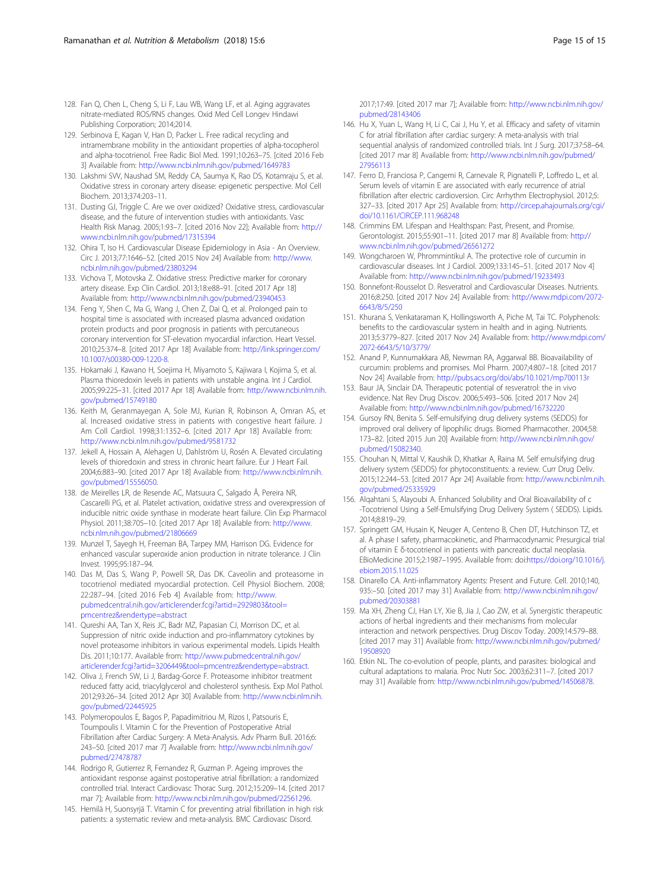128. Fan Q, Chen L, Cheng S, Li F, Lau WB, Wang LF, et al. Aging aggravates nitrate-mediated ROS/RNS changes. Oxid Med Cell Longev Hindawi Publishing Corporation; 2014;2014.
129. Serbinova E, Kagan V, Han D, Packer L. Free radical recycling and intramembrane mobility in the antioxidant properties of alpha-tocopherol and alpha-tocotrienol. Free Radic Biol Med. 1991;10:263–75. [cited 2016 Feb 3] Available from: http://www.ncbi.nlm.nih.gov/pubmed/1649783
130. Lakshmi SVV, Naushad SM, Reddy CA, Saumya K, Rao DS, Kotamraju S, et al. Oxidative stress in coronary artery disease: epigenetic perspective. Mol Cell Biochem. 2013;374:203–11.
131. Dusting GJ, Triggle C. Are we over oxidized? Oxidative stress, cardiovascular disease, and the future of intervention studies with antioxidants. Vasc Health Risk Manag. 2005;1:93–7. [cited 2016 Nov 22]; Available from: http://www.ncbi.nlm.nih.gov/pubmed/17315394
132. Ohira T, Iso H. Cardiovascular Disease Epidemiology in Asia - An Overview. Circ J. 2013;77:1646–52. [cited 2015 Nov 24] Available from: http://www.ncbi.nlm.nih.gov/pubmed/23803294
133. Vichova T, Motovska Z. Oxidative stress: Predictive marker for coronary artery disease. Exp Clin Cardiol. 2013;18:e88–91. [cited 2017 Apr 18] Available from: http://www.ncbi.nlm.nih.gov/pubmed/23940453
134. Feng Y, Shen C, Ma G, Wang J, Chen Z, Dai Q, et al. Prolonged pain to hospital time is associated with increased plasma advanced oxidation protein products and poor prognosis in patients with percutaneous coronary intervention for ST-elevation myocardial infarction. Heart Vessel. 2010;25:374–8. [cited 2017 Apr 18] Available from: http://link.springer.com/10.1007/s00380-009-1220-8.
135. Hokamaki J, Kawano H, Soejima H, Miyamoto S, Kajiwara I, Kojima S, et al. Plasma thioredoxin levels in patients with unstable angina. Int J Cardiol. 2005;99:225–31. [cited 2017 Apr 18] Available from: http://www.ncbi.nlm.nih.gov/pubmed/15749180
136. Keith M, Geranmayegan A, Sole MJ, Kurian R, Robinson A, Omran AS, et al. Increased oxidative stress in patients with congestive heart failure. J Am Coll Cardiol. 1998;31:1352–6. [cited 2017 Apr 18] Available from: http://www.ncbi.nlm.nih.gov/pubmed/9581732
137. Jekell A, Hossain A, Alehagen U, Dahlström U, Rosén A. Elevated circulating levels of thioredoxin and stress in chronic heart failure. Eur J Heart Fail. 2004;6:883–90. [cited 2017 Apr 18] Available from: http://www.ncbi.nlm.nih.gov/pubmed/15556050.
138. de Meirelles LR, de Resende AC, Matsuura C, Salgado Â, Pereira NR, Cascarelli PG, et al. Platelet activation, oxidative stress and overexpression of inducible nitric oxide synthase in moderate heart failure. Clin Exp Pharmacol Physiol. 2011;38:705–10. [cited 2017 Apr 18] Available from: http://www.ncbi.nlm.nih.gov/pubmed/21806669
139. Munzel T, Sayegh H, Freeman BA, Tarpey MM, Harrison DG. Evidence for enhanced vascular superoxide anion production in nitrate tolerance. J Clin Invest. 1995;95:187–94.
140. Das M, Das S, Wang P, Powell SR, Das DK. Caveolin and proteasome in tocotrienol mediated myocardial protection. Cell Physiol Biochem. 2008; 22:287–94. [cited 2016 Feb 4] Available from: http://www.pubmedcentral.nih.gov/articlerender.fcgi?artid=2929803&tool=pmcentrez&rendertype=abstract
141. Qureshi AA, Tan X, Reis JC, Badr MZ, Papasian CJ, Morrison DC, et al. Suppression of nitric oxide induction and pro-inflammatory cytokines by novel proteasome inhibitors in various experimental models. Lipids Health Dis. 2011;10:177. Available from: http://www.pubmedcentral.nih.gov/articlerender.fcgi?artid=3206449&tool=pmcentrez&rendertype=abstract.
142. Oliva J, French SW, Li J, Bardag-Gorce F. Proteasome inhibitor treatment reduced fatty acid, triacylglycerol and cholesterol synthesis. Exp Mol Pathol. 2012;93:26–34. [cited 2012 Apr 30] Available from: http://www.ncbi.nlm.nih.gov/pubmed/22445925
143. Polymeropoulos E, Bagos P, Papadimitriou M, Rizos I, Patsouris E, Toumpoulis I. Vitamin C for the Prevention of Postoperative Atrial Fibrillation after Cardiac Surgery: A Meta-Analysis. Adv Pharm Bull. 2016;6: 243–50. [cited 2017 mar 7] Available from: http://www.ncbi.nlm.nih.gov/pubmed/27478787
144. Rodrigo R, Gutierrez R, Fernandez R, Guzman P. Ageing improves the antioxidant response against postoperative atrial fibrillation: a randomized controlled trial. Interact Cardiovasc Thorac Surg. 2012;15:209–14. [cited 2017 mar 7]; Available from: http://www.ncbi.nlm.nih.gov/pubmed/22561296.
145. Hemilä H, Suonsyrjä T. Vitamin C for preventing atrial fibrillation in high risk patients: a systematic review and meta-analysis. BMC Cardiovasc Disord. 2017;17:49. [cited 2017 mar 7]; Available from: http://www.ncbi.nlm.nih.gov/pubmed/28143406
146. Hu X, Yuan L, Wang H, Li C, Cai J, Hu Y, et al. Efficacy and safety of vitamin C for atrial fibrillation after cardiac surgery: A meta-analysis with trial sequential analysis of randomized controlled trials. Int J Surg. 2017;37:58–64. [cited 2017 mar 8] Available from: http://www.ncbi.nlm.nih.gov/pubmed/27956113
147. Ferro D, Franciosa P, Cangemi R, Carnevale R, Pignatelli P, Loffredo L, et al. Serum levels of vitamin E are associated with early recurrence of atrial fibrillation after electric cardioversion. Circ Arrhythm Electrophysiol. 2012;5: 327–33. [cited 2017 Apr 25] Available from: http://circep.ahajournals.org/cgi/doi/10.1161/CIRCEP.111.968248
148. Crimmins EM. Lifespan and Healthspan: Past, Present, and Promise. Gerontologist. 2015;55:901–11. [cited 2017 mar 8] Available from: http://www.ncbi.nlm.nih.gov/pubmed/26561272
149. Wongcharoen W, Phrommintikul A. The protective role of curcumin in cardiovascular diseases. Int J Cardiol. 2009;133:145–51. [cited 2017 Nov 4] Available from: http://www.ncbi.nlm.nih.gov/pubmed/19233493
150. Bonnefont-Rousselot D. Resveratrol and Cardiovascular Diseases. Nutrients. 2016;8:250. [cited 2017 Nov 24] Available from: http://www.mdpi.com/2072-6643/8/5/250
151. Khurana S, Venkataraman K, Hollingsworth A, Piche M, Tai TC. Polyphenols: benefits to the cardiovascular system in health and in aging. Nutrients. 2013;5:3779–827. [cited 2017 Nov 24] Available from: http://www.mdpi.com/2072-6643/5/10/3779/
152. Anand P, Kunnumakkara AB, Newman RA, Aggarwal BB. Bioavailability of curcumin: problems and promises. Mol Pharm. 2007;4:807–18. [cited 2017 Nov 24] Available from: http://pubs.acs.org/doi/abs/10.1021/mp700113r
153. Baur JA, Sinclair DA. Therapeutic potential of resveratrol: the in vivo evidence. Nat Rev Drug Discov. 2006;5:493–506. [cited 2017 Nov 24] Available from: http://www.ncbi.nlm.nih.gov/pubmed/16732220
154. Gursoy RN, Benita S. Self-emulsifying drug delivery systems (SEDDS) for improved oral delivery of lipophilic drugs. Biomed Pharmacother. 2004;58: 173–82. [cited 2015 Jun 20] Available from: http://www.ncbi.nlm.nih.gov/pubmed/15082340.
155. Chouhan N, Mittal V, Kaushik D, Khatkar A, Raina M. Self emulsifying drug delivery system (SEDDS) for phytoconstituents: a review. Curr Drug Deliv. 2015;12:244–53. [cited 2017 Apr 24] Available from: http://www.ncbi.nlm.nih.gov/pubmed/25335929
156. Alqahtani S, Alayoubi A. Enhanced Solubility and Oral Bioavailability of c -Tocotrienol Using a Self-Emulsifying Drug Delivery System ( SEDDS). Lipids. 2014;8:819–29.
157. Springett GM, Husain K, Neuger A, Centeno B, Chen DT, Hutchinson TZ, et al. A phase I safety, pharmacokinetic, and Pharmacodynamic Presurgical trial of vitamin E δ-tocotrienol in patients with pancreatic ductal neoplasia. EBioMedicine 2015;2:1987–1995. Available from: doi:https://doi.org/10.1016/j.ebiom.2015.11.025
158. Dinarello CA. Anti-inflammatory Agents: Present and Future. Cell. 2010;140, 935:–50. [cited 2017 may 31] Available from: http://www.ncbi.nlm.nih.gov/pubmed/20303881
159. Ma XH, Zheng CJ, Han LY, Xie B, Jia J, Cao ZW, et al. Synergistic therapeutic actions of herbal ingredients and their mechanisms from molecular interaction and network perspectives. Drug Discov Today. 2009;14:579–88. [cited 2017 may 31] Available from: http://www.ncbi.nlm.nih.gov/pubmed/19508920
160. Etkin NL. The co-evolution of people, plants, and parasites: biological and cultural adaptations to malaria. Proc Nutr Soc. 2003;62:311–7. [cited 2017 may 31] Available from: http://www.ncbi.nlm.nih.gov/pubmed/14506878.